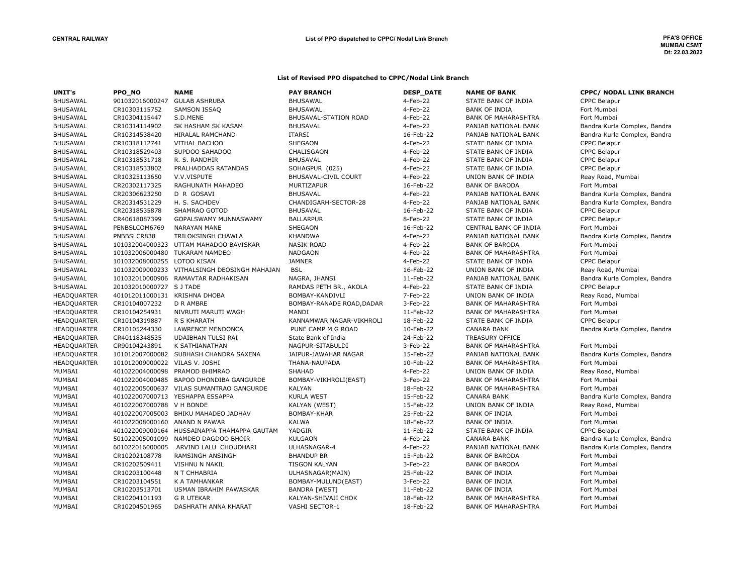CENTRAL RAILWAY

List of PPO dispatched to CPPC/ Nodal Link Branch

PFA'S OFFICE
MUMBAI CSMT
Dt: 22.03.2022

## List of Revised PPO dispatched to CPPC/Nodal Link Branch

| UNIT's | PPO_NO | NAME | PAY BRANCH | DESP_DATE | NAME OF BANK | CPPC/ NODAL LINK BRANCH |
|---|---|---|---|---|---|---|
| BHUSAWAL | 901032016000247 | GULAB ASHRUBA | BHUSAWAL | 4-Feb-22 | STATE BANK OF INDIA | CPPC Belapur |
| BHUSAWAL | CR10303115752 | SAMSON ISSAQ | BHUSAWAL | 4-Feb-22 | BANK OF INDIA | Fort Mumbai |
| BHUSAWAL | CR10304115447 | S.D.MENE | BHUSAWAL-STATION ROAD | 4-Feb-22 | BANK OF MAHARASHTRA | Fort Mumbai |
| BHUSAWAL | CR10314114902 | SK HASHAM SK KASAM | BHUSAVAL | 4-Feb-22 | PANJAB NATIONAL BANK | Bandra Kurla Complex, Bandra |
| BHUSAWAL | CR10314538420 | HIRALAL RAMCHAND | ITARSI | 16-Feb-22 | PANJAB NATIONAL BANK | Bandra Kurla Complex, Bandra |
| BHUSAWAL | CR10318112741 | VITHAL BACHOO | SHEGAON | 4-Feb-22 | STATE BANK OF INDIA | CPPC Belapur |
| BHUSAWAL | CR10318529403 | SUPDOO SAHADOO | CHALISGAON | 4-Feb-22 | STATE BANK OF INDIA | CPPC Belapur |
| BHUSAWAL | CR10318531718 | R. S. RANDHIR | BHUSAVAL | 4-Feb-22 | STATE BANK OF INDIA | CPPC Belapur |
| BHUSAWAL | CR10318533802 | PRALHADDAS RATANDAS | SOHAGPUR (025) | 4-Feb-22 | STATE BANK OF INDIA | CPPC Belapur |
| BHUSAWAL | CR10325113650 | V.V.VISPUTE | BHUSAVAL-CIVIL COURT | 4-Feb-22 | UNION BANK OF INDIA | Reay Road, Mumbai |
| BHUSAWAL | CR20302117325 | RAGHUNATH MAHADEO | MURTIZAPUR | 16-Feb-22 | BANK OF BARODA | Fort Mumbai |
| BHUSAWAL | CR20306623250 | D R GOSAVI | BHUSAVAL | 4-Feb-22 | PANJAB NATIONAL BANK | Bandra Kurla Complex, Bandra |
| BHUSAWAL | CR20314531229 | H. S. SACHDEV | CHANDIGARH-SECTOR-28 | 4-Feb-22 | PANJAB NATIONAL BANK | Bandra Kurla Complex, Bandra |
| BHUSAWAL | CR20318535878 | SHAMRAO GOTOD | BHUSAVAL | 16-Feb-22 | STATE BANK OF INDIA | CPPC Belapur |
| BHUSAWAL | CR40618087399 | GOPALSWAMY MUNNASWAMY | BALLARPUR | 8-Feb-22 | STATE BANK OF INDIA | CPPC Belapur |
| BHUSAWAL | PENBSLCOM6769 | NARAYAN MANE | SHEGAON | 16-Feb-22 | CENTRAL BANK OF INDIA | Fort Mumbai |
| BHUSAWAL | PNBBSLCR838 | TRILOKSINGH CHAWLA | KHANDWA | 4-Feb-22 | PANJAB NATIONAL BANK | Bandra Kurla Complex, Bandra |
| BHUSAWAL | 101032004000323 | UTTAM MAHADOO BAVISKAR | NASIK ROAD | 4-Feb-22 | BANK OF BARODA | Fort Mumbai |
| BHUSAWAL | 101032006000480 | TUKARAM NAMDEO | NADGAON | 4-Feb-22 | BANK OF MAHARASHTRA | Fort Mumbai |
| BHUSAWAL | 101032008000255 | LOTOO KISAN | JAMNER | 4-Feb-22 | STATE BANK OF INDIA | CPPC Belapur |
| BHUSAWAL | 101032009000233 | VITHALSINGH DEOSINGH MAHAJAN | BSL | 16-Feb-22 | UNION BANK OF INDIA | Reay Road, Mumbai |
| BHUSAWAL | 101032010000906 | RAMAVTAR RADHAKISAN | NAGRA, JHANSI | 11-Feb-22 | PANJAB NATIONAL BANK | Bandra Kurla Complex, Bandra |
| BHUSAWAL | 201032010000727 | S J TADE | RAMDAS PETH BR., AKOLA | 4-Feb-22 | STATE BANK OF INDIA | CPPC Belapur |
| HEADQUARTER | 401012011000131 | KRISHNA DHOBA | BOMBAY-KANDIVLI | 7-Feb-22 | UNION BANK OF INDIA | Reay Road, Mumbai |
| HEADQUARTER | CR10104007232 | D R AMBRE | BOMBAY-RANADE ROAD,DADAR | 3-Feb-22 | BANK OF MAHARASHTRA | Fort Mumbai |
| HEADQUARTER | CR10104254931 | NIVRUTI MARUTI WAGH | MANDI | 11-Feb-22 | BANK OF MAHARASHTRA | Fort Mumbai |
| HEADQUARTER | CR10104319887 | R S KHARATH | KANNAMWAR NAGAR-VIKHROLI | 18-Feb-22 | STATE BANK OF INDIA | CPPC Belapur |
| HEADQUARTER | CR10105244330 | LAWRENCE MENDONCA | PUNE CAMP M G ROAD | 10-Feb-22 | CANARA BANK | Bandra Kurla Complex, Bandra |
| HEADQUARTER | CR40118348535 | UDAIBHAN TULSI RAI | State Bank of India | 24-Feb-22 | TREASURY OFFICE | |
| HEADQUARTER | CR90104243891 | K SATHIANATHAN | NAGPUR-SITABULDI | 3-Feb-22 | BANK OF MAHARASHTRA | Fort Mumbai |
| HEADQUARTER | 101012007000082 | SUBHASH CHANDRA SAXENA | JAIPUR-JAWAHAR NAGAR | 15-Feb-22 | PANJAB NATIONAL BANK | Bandra Kurla Complex, Bandra |
| HEADQUARTER | 101012009000022 | VILAS V. JOSHI | THANA-NAUPADA | 10-Feb-22 | BANK OF MAHARASHTRA | Fort Mumbai |
| MUMBAI | 401022004000098 | PRAMOD BHIMRAO | SHAHAD | 4-Feb-22 | UNION BANK OF INDIA | Reay Road, Mumbai |
| MUMBAI | 401022004000485 | BAPOO DHONDIBA GANGURDE | BOMBAY-VIKHROLI(EAST) | 3-Feb-22 | BANK OF MAHARASHTRA | Fort Mumbai |
| MUMBAI | 401022005000637 | VILAS SUMANTRAO GANGURDE | KALYAN | 18-Feb-22 | BANK OF MAHARASHTRA | Fort Mumbai |
| MUMBAI | 401022007000713 | YESHAPPA ESSAPPA | KURLA WEST | 15-Feb-22 | CANARA BANK | Bandra Kurla Complex, Bandra |
| MUMBAI | 401022007000788 | V H BONDE | KALYAN (WEST) | 15-Feb-22 | UNION BANK OF INDIA | Reay Road, Mumbai |
| MUMBAI | 401022007005003 | BHIKU MAHADEO JADHAV | BOMBAY-KHAR | 25-Feb-22 | BANK OF INDIA | Fort Mumbai |
| MUMBAI | 401022008000160 | ANAND N PAWAR | KALWA | 18-Feb-22 | BANK OF INDIA | Fort Mumbai |
| MUMBAI | 401022009000164 | HUSSAINAPPA THAMAPPA GAUTAM | YADGIR | 11-Feb-22 | STATE BANK OF INDIA | CPPC Belapur |
| MUMBAI | 501022005001099 | NAMDEO DAGDOO BHOIR | KULGAON | 4-Feb-22 | CANARA BANK | Bandra Kurla Complex, Bandra |
| MUMBAI | 601022016000005 | ARVIND LALU CHOUDHARI | ULHASNAGAR-4 | 4-Feb-22 | PANJAB NATIONAL BANK | Bandra Kurla Complex, Bandra |
| MUMBAI | CR10202108778 | RAMSINGH ANSINGH | BHANDUP BR | 15-Feb-22 | BANK OF BARODA | Fort Mumbai |
| MUMBAI | CR10202509411 | VISHNU N NAKIL | TISGON KALYAN | 3-Feb-22 | BANK OF BARODA | Fort Mumbai |
| MUMBAI | CR10203100448 | N T CHHABRIA | ULHASNAGAR(MAIN) | 25-Feb-22 | BANK OF INDIA | Fort Mumbai |
| MUMBAI | CR10203104551 | K A TAMHANKAR | BOMBAY-MULUND(EAST) | 3-Feb-22 | BANK OF INDIA | Fort Mumbai |
| MUMBAI | CR10203513701 | USMAN IBRAHIM PAWASKAR | BANDRA [WEST] | 11-Feb-22 | BANK OF INDIA | Fort Mumbai |
| MUMBAI | CR10204101193 | G R UTEKAR | KALYAN-SHIVAJI CHOK | 18-Feb-22 | BANK OF MAHARASHTRA | Fort Mumbai |
| MUMBAI | CR10204501965 | DASHRATH ANNA KHARAT | VASHI SECTOR-1 | 18-Feb-22 | BANK OF MAHARASHTRA | Fort Mumbai |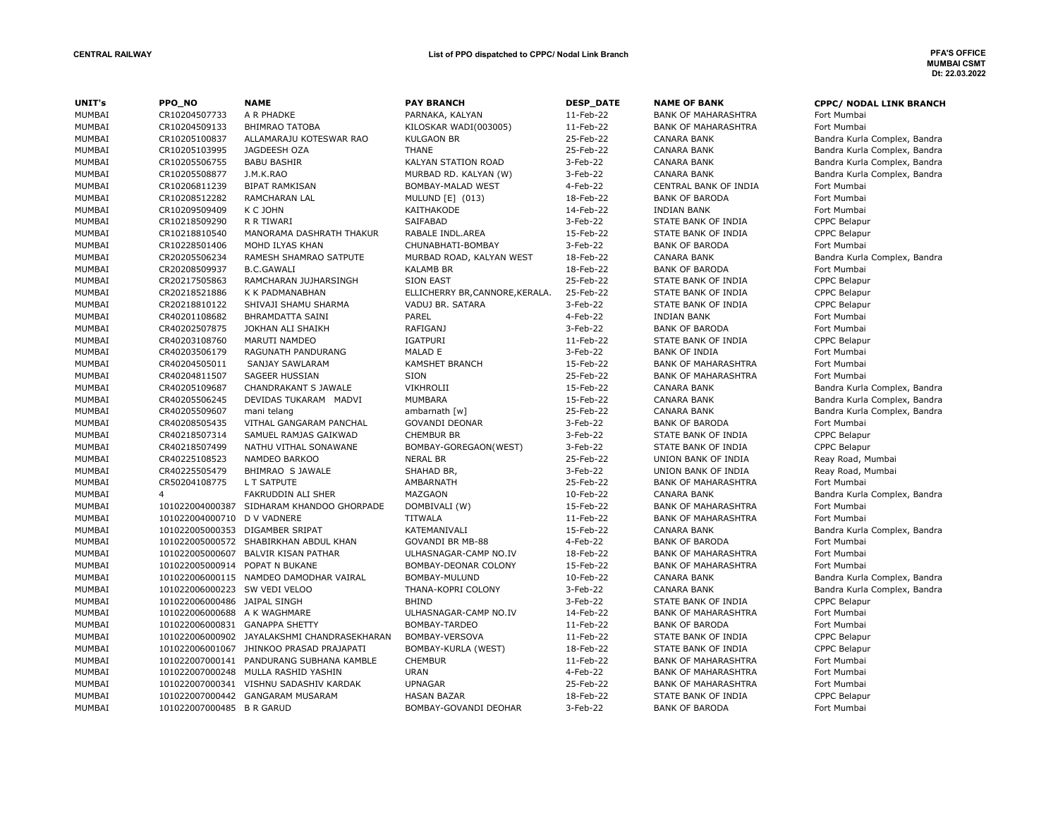**CENTRAL RAILWAY**

**List of PPO dispatched to CPPC/ Nodal Link Branch**

**PFA'S OFFICE MUMBAI CSMT Dt: 22.03.2022**

| UNIT's | PPO_NO | NAME | PAY BRANCH | DESP_DATE | NAME OF BANK | CPPC/ NODAL LINK BRANCH |
|---|---|---|---|---|---|---|
| MUMBAI | CR10204507733 | A R PHADKE | PARNAKA, KALYAN | 11-Feb-22 | BANK OF MAHARASHTRA | Fort Mumbai |
| MUMBAI | CR10204509133 | BHIMRAO TATOBA | KILOSKAR WADI(003005) | 11-Feb-22 | BANK OF MAHARASHTRA | Fort Mumbai |
| MUMBAI | CR10205100837 | ALLAMARAJU KOTESWAR RAO | KULGAON BR | 25-Feb-22 | CANARA BANK | Bandra Kurla Complex, Bandra |
| MUMBAI | CR10205103995 | JAGDEESH OZA | THANE | 25-Feb-22 | CANARA BANK | Bandra Kurla Complex, Bandra |
| MUMBAI | CR10205506755 | BABU BASHIR | KALYAN STATION ROAD | 3-Feb-22 | CANARA BANK | Bandra Kurla Complex, Bandra |
| MUMBAI | CR10205508877 | J.M.K.RAO | MURBAD RD. KALYAN (W) | 3-Feb-22 | CANARA BANK | Bandra Kurla Complex, Bandra |
| MUMBAI | CR10206811239 | BIPAT RAMKISAN | BOMBAY-MALAD WEST | 4-Feb-22 | CENTRAL BANK OF INDIA | Fort Mumbai |
| MUMBAI | CR10208512282 | RAMCHARAN LAL | MULUND [E] (013) | 18-Feb-22 | BANK OF BARODA | Fort Mumbai |
| MUMBAI | CR10209509409 | K C JOHN | KAITHAKODE | 14-Feb-22 | INDIAN BANK | Fort Mumbai |
| MUMBAI | CR10218509290 | R R TIWARI | SAIFABAD | 3-Feb-22 | STATE BANK OF INDIA | CPPC Belapur |
| MUMBAI | CR10218810540 | MANORAMA DASHRATH THAKUR | RABALE INDL.AREA | 15-Feb-22 | STATE BANK OF INDIA | CPPC Belapur |
| MUMBAI | CR10228501406 | MOHD ILYAS KHAN | CHUNABHATI-BOMBAY | 3-Feb-22 | BANK OF BARODA | Fort Mumbai |
| MUMBAI | CR20205506234 | RAMESH SHAMRAO SATPUTE | MURBAD ROAD, KALYAN WEST | 18-Feb-22 | CANARA BANK | Bandra Kurla Complex, Bandra |
| MUMBAI | CR20208509937 | B.C.GAWALI | KALAMB BR | 18-Feb-22 | BANK OF BARODA | Fort Mumbai |
| MUMBAI | CR20217505863 | RAMCHARAN JUJHARSINGH | SION EAST | 25-Feb-22 | STATE BANK OF INDIA | CPPC Belapur |
| MUMBAI | CR20218521886 | K K PADMANABHAN | ELLICHERRY BR,CANNORE,KERALA. | 25-Feb-22 | STATE BANK OF INDIA | CPPC Belapur |
| MUMBAI | CR20218810122 | SHIVAJI SHAMU SHARMA | VADUJ BR. SATARA | 3-Feb-22 | STATE BANK OF INDIA | CPPC Belapur |
| MUMBAI | CR40201108682 | BHRAMDATTA SAINI | PAREL | 4-Feb-22 | INDIAN BANK | Fort Mumbai |
| MUMBAI | CR40202507875 | JOKHAN ALI SHAIKH | RAFIGANJ | 3-Feb-22 | BANK OF BARODA | Fort Mumbai |
| MUMBAI | CR40203108760 | MARUTI NAMDEO | IGATPURI | 11-Feb-22 | STATE BANK OF INDIA | CPPC Belapur |
| MUMBAI | CR40203506179 | RAGUNATH PANDURANG | MALAD E | 3-Feb-22 | BANK OF INDIA | Fort Mumbai |
| MUMBAI | CR40204505011 | SANJAY SAWLARAM | KAMSHET BRANCH | 15-Feb-22 | BANK OF MAHARASHTRA | Fort Mumbai |
| MUMBAI | CR40204811507 | SAGEER HUSSIAN | SION | 25-Feb-22 | BANK OF MAHARASHTRA | Fort Mumbai |
| MUMBAI | CR40205109687 | CHANDRAKANT S JAWALE | VIKHROLII | 15-Feb-22 | CANARA BANK | Bandra Kurla Complex, Bandra |
| MUMBAI | CR40205506245 | DEVIDAS TUKARAM MADVI | MUMBARA | 15-Feb-22 | CANARA BANK | Bandra Kurla Complex, Bandra |
| MUMBAI | CR40205509607 | mani telang | ambarnath [w] | 25-Feb-22 | CANARA BANK | Bandra Kurla Complex, Bandra |
| MUMBAI | CR40208505435 | VITHAL GANGARAM PANCHAL | GOVANDI DEONAR | 3-Feb-22 | BANK OF BARODA | Fort Mumbai |
| MUMBAI | CR40218507314 | SAMUEL RAMJAS GAIKWAD | CHEMBUR BR | 3-Feb-22 | STATE BANK OF INDIA | CPPC Belapur |
| MUMBAI | CR40218507499 | NATHU VITHAL SONAWANE | BOMBAY-GOREGAON(WEST) | 3-Feb-22 | STATE BANK OF INDIA | CPPC Belapur |
| MUMBAI | CR40225108523 | NAMDEO BARKOO | NERAL BR | 25-Feb-22 | UNION BANK OF INDIA | Reay Road, Mumbai |
| MUMBAI | CR40225505479 | BHIMRAO S JAWALE | SHAHAD BR, | 3-Feb-22 | UNION BANK OF INDIA | Reay Road, Mumbai |
| MUMBAI | CR50204108775 | L T SATPUTE | AMBARNATH | 25-Feb-22 | BANK OF MAHARASHTRA | Fort Mumbai |
| MUMBAI | 4 | FAKRUDDIN ALI SHER | MAZGAON | 10-Feb-22 | CANARA BANK | Bandra Kurla Complex, Bandra |
| MUMBAI | 101022004000387 | SIDHARAM KHANDOO GHORPADE | DOMBIVALI (W) | 15-Feb-22 | BANK OF MAHARASHTRA | Fort Mumbai |
| MUMBAI | 101022004000710 | D V VADNERE | TITWALA | 11-Feb-22 | BANK OF MAHARASHTRA | Fort Mumbai |
| MUMBAI | 101022005000353 | DIGAMBER SRIPAT | KATEMANIVALI | 15-Feb-22 | CANARA BANK | Bandra Kurla Complex, Bandra |
| MUMBAI | 101022005000572 | SHABIRKHAN ABDUL KHAN | GOVANDI BR MB-88 | 4-Feb-22 | BANK OF BARODA | Fort Mumbai |
| MUMBAI | 101022005000607 | BALVIR KISAN PATHAR | ULHASNAGAR-CAMP NO.IV | 18-Feb-22 | BANK OF MAHARASHTRA | Fort Mumbai |
| MUMBAI | 101022005000914 | POPAT N BUKANE | BOMBAY-DEONAR COLONY | 15-Feb-22 | BANK OF MAHARASHTRA | Fort Mumbai |
| MUMBAI | 101022006000115 | NAMDEO DAMODHAR VAIRAL | BOMBAY-MULUND | 10-Feb-22 | CANARA BANK | Bandra Kurla Complex, Bandra |
| MUMBAI | 101022006000223 | SW VEDI VELOO | THANA-KOPRI COLONY | 3-Feb-22 | CANARA BANK | Bandra Kurla Complex, Bandra |
| MUMBAI | 101022006000486 | JAIPAL SINGH | BHIND | 3-Feb-22 | STATE BANK OF INDIA | CPPC Belapur |
| MUMBAI | 101022006000688 | A K WAGHMARE | ULHASNAGAR-CAMP NO.IV | 14-Feb-22 | BANK OF MAHARASHTRA | Fort Mumbai |
| MUMBAI | 101022006000831 | GANAPPA SHETTY | BOMBAY-TARDEO | 11-Feb-22 | BANK OF BARODA | Fort Mumbai |
| MUMBAI | 101022006000902 | JAYALAKSHMI CHANDRASEKHARAN | BOMBAY-VERSOVA | 11-Feb-22 | STATE BANK OF INDIA | CPPC Belapur |
| MUMBAI | 101022006001067 | JHINKOO PRASAD PRAJAPATI | BOMBAY-KURLA (WEST) | 18-Feb-22 | STATE BANK OF INDIA | CPPC Belapur |
| MUMBAI | 101022007000141 | PANDURANG SUBHANA KAMBLE | CHEMBUR | 11-Feb-22 | BANK OF MAHARASHTRA | Fort Mumbai |
| MUMBAI | 101022007000248 | MULLA RASHID YASHIN | URAN | 4-Feb-22 | BANK OF MAHARASHTRA | Fort Mumbai |
| MUMBAI | 101022007000341 | VISHNU SADASHIV KARDAK | UPNAGAR | 25-Feb-22 | BANK OF MAHARASHTRA | Fort Mumbai |
| MUMBAI | 101022007000442 | GANGARAM MUSARAM | HASAN BAZAR | 18-Feb-22 | STATE BANK OF INDIA | CPPC Belapur |
| MUMBAI | 101022007000485 | B R GARUD | BOMBAY-GOVANDI DEOHAR | 3-Feb-22 | BANK OF BARODA | Fort Mumbai |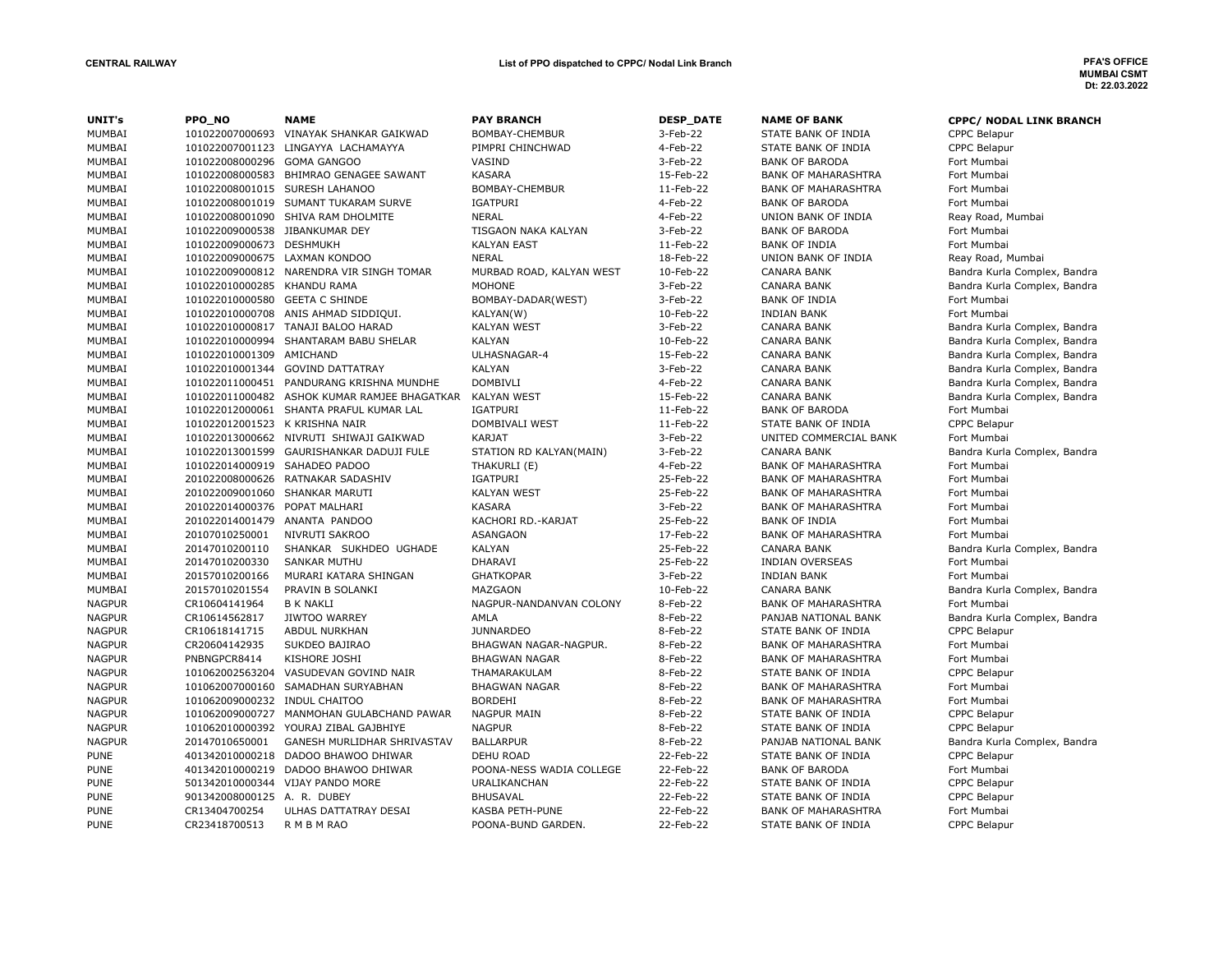**CENTRAL RAILWAY** | **List of PPO dispatched to CPPC/ Nodal Link Branch** | **PFA'S OFFICE MUMBAI CSMT Dt: 22.03.2022**

| UNIT's | PPO_NO | NAME | PAY BRANCH | DESP_DATE | NAME OF BANK | CPPC/ NODAL LINK BRANCH |
|---|---|---|---|---|---|---|
| MUMBAI | 101022007000693 | VINAYAK SHANKAR GAIKWAD | BOMBAY-CHEMBUR | 3-Feb-22 | STATE BANK OF INDIA | CPPC Belapur |
| MUMBAI | 101022007001123 | LINGAYYA LACHAMAYYA | PIMPRI CHINCHWAD | 4-Feb-22 | STATE BANK OF INDIA | CPPC Belapur |
| MUMBAI | 101022008000296 | GOMA GANGOO | VASIND | 3-Feb-22 | BANK OF BARODA | Fort Mumbai |
| MUMBAI | 101022008000583 | BHIMRAO GENAGEE SAWANT | KASARA | 15-Feb-22 | BANK OF MAHARASHTRA | Fort Mumbai |
| MUMBAI | 101022008001015 | SURESH LAHANOO | BOMBAY-CHEMBUR | 11-Feb-22 | BANK OF MAHARASHTRA | Fort Mumbai |
| MUMBAI | 101022008001019 | SUMANT TUKARAM SURVE | IGATPURI | 4-Feb-22 | BANK OF BARODA | Fort Mumbai |
| MUMBAI | 101022008001090 | SHIVA RAM DHOLMITE | NERAL | 4-Feb-22 | UNION BANK OF INDIA | Reay Road, Mumbai |
| MUMBAI | 101022009000538 | JIBANKUMAR DEY | TISGAON NAKA KALYAN | 3-Feb-22 | BANK OF BARODA | Fort Mumbai |
| MUMBAI | 101022009000673 | DESHMUKH | KALYAN EAST | 11-Feb-22 | BANK OF INDIA | Fort Mumbai |
| MUMBAI | 101022009000675 | LAXMAN KONDOO | NERAL | 18-Feb-22 | UNION BANK OF INDIA | Reay Road, Mumbai |
| MUMBAI | 101022009000812 | NARENDRA VIR SINGH TOMAR | MURBAD ROAD, KALYAN WEST | 10-Feb-22 | CANARA BANK | Bandra Kurla Complex, Bandra |
| MUMBAI | 101022010000285 | KHANDU RAMA | MOHONE | 3-Feb-22 | CANARA BANK | Bandra Kurla Complex, Bandra |
| MUMBAI | 101022010000580 | GEETA C SHINDE | BOMBAY-DADAR(WEST) | 3-Feb-22 | BANK OF INDIA | Fort Mumbai |
| MUMBAI | 101022010000708 | ANIS AHMAD SIDDIQUI. | KALYAN(W) | 10-Feb-22 | INDIAN BANK | Fort Mumbai |
| MUMBAI | 101022010000817 | TANAJI BALOO HARAD | KALYAN WEST | 3-Feb-22 | CANARA BANK | Bandra Kurla Complex, Bandra |
| MUMBAI | 101022010000994 | SHANTARAM BABU SHELAR | KALYAN | 10-Feb-22 | CANARA BANK | Bandra Kurla Complex, Bandra |
| MUMBAI | 101022010001309 | AMICHAND | ULHASNAGAR-4 | 15-Feb-22 | CANARA BANK | Bandra Kurla Complex, Bandra |
| MUMBAI | 101022010001344 | GOVIND DATTATRAY | KALYAN | 3-Feb-22 | CANARA BANK | Bandra Kurla Complex, Bandra |
| MUMBAI | 101022011000451 | PANDURANG KRISHNA MUNDHE | DOMBIVLI | 4-Feb-22 | CANARA BANK | Bandra Kurla Complex, Bandra |
| MUMBAI | 101022011000482 | ASHOK KUMAR RAMJEE BHAGATKAR | KALYAN WEST | 15-Feb-22 | CANARA BANK | Bandra Kurla Complex, Bandra |
| MUMBAI | 101022012000061 | SHANTA PRAFUL KUMAR LAL | IGATPURI | 11-Feb-22 | BANK OF BARODA | Fort Mumbai |
| MUMBAI | 101022012001523 | K KRISHNA NAIR | DOMBIVALI WEST | 11-Feb-22 | STATE BANK OF INDIA | CPPC Belapur |
| MUMBAI | 101022013000662 | NIVRUTI SHIWAJI GAIKWAD | KARJAT | 3-Feb-22 | UNITED COMMERCIAL BANK | Fort Mumbai |
| MUMBAI | 101022013001599 | GAURISHANKAR DADUJI FULE | STATION RD KALYAN(MAIN) | 3-Feb-22 | CANARA BANK | Bandra Kurla Complex, Bandra |
| MUMBAI | 101022014000919 | SAHADEO PADOO | THAKURLI (E) | 4-Feb-22 | BANK OF MAHARASHTRA | Fort Mumbai |
| MUMBAI | 201022008000626 | RATNAKAR SADASHIV | IGATPURI | 25-Feb-22 | BANK OF MAHARASHTRA | Fort Mumbai |
| MUMBAI | 201022009001060 | SHANKAR MARUTI | KALYAN WEST | 25-Feb-22 | BANK OF MAHARASHTRA | Fort Mumbai |
| MUMBAI | 201022014000376 | POPAT MALHARI | KASARA | 3-Feb-22 | BANK OF MAHARASHTRA | Fort Mumbai |
| MUMBAI | 201022014001479 | ANANTA PANDOO | KACHORI RD.-KARJAT | 25-Feb-22 | BANK OF INDIA | Fort Mumbai |
| MUMBAI | 20107010250001 | NIVRUTI SAKROO | ASANGAON | 17-Feb-22 | BANK OF MAHARASHTRA | Fort Mumbai |
| MUMBAI | 20147010200110 | SHANKAR SUKHDEO UGHADE | KALYAN | 25-Feb-22 | CANARA BANK | Bandra Kurla Complex, Bandra |
| MUMBAI | 20147010200330 | SANKAR MUTHU | DHARAVI | 25-Feb-22 | INDIAN OVERSEAS | Fort Mumbai |
| MUMBAI | 20157010200166 | MURARI KATARA SHINGAN | GHATKOPAR | 3-Feb-22 | INDIAN BANK | Fort Mumbai |
| MUMBAI | 20157010201554 | PRAVIN B SOLANKI | MAZGAON | 10-Feb-22 | CANARA BANK | Bandra Kurla Complex, Bandra |
| NAGPUR | CR10604141964 | B K NAKLI | NAGPUR-NANDANVAN COLONY | 8-Feb-22 | BANK OF MAHARASHTRA | Fort Mumbai |
| NAGPUR | CR10614562817 | JIWTOO WARREY | AMLA | 8-Feb-22 | PANJAB NATIONAL BANK | Bandra Kurla Complex, Bandra |
| NAGPUR | CR10618141715 | ABDUL NURKHAN | JUNNARDEO | 8-Feb-22 | STATE BANK OF INDIA | CPPC Belapur |
| NAGPUR | CR20604142935 | SUKDEO BAJIRAO | BHAGWAN NAGAR-NAGPUR. | 8-Feb-22 | BANK OF MAHARASHTRA | Fort Mumbai |
| NAGPUR | PNBNGPCR8414 | KISHORE JOSHI | BHAGWAN NAGAR | 8-Feb-22 | BANK OF MAHARASHTRA | Fort Mumbai |
| NAGPUR | 101062002563204 | VASUDEVAN GOVIND NAIR | THAMARAKULAM | 8-Feb-22 | STATE BANK OF INDIA | CPPC Belapur |
| NAGPUR | 101062007000160 | SAMADHAN SURYABHAN | BHAGWAN NAGAR | 8-Feb-22 | BANK OF MAHARASHTRA | Fort Mumbai |
| NAGPUR | 101062009000232 | INDUL CHAITOO | BORDEHI | 8-Feb-22 | BANK OF MAHARASHTRA | Fort Mumbai |
| NAGPUR | 101062009000727 | MANMOHAN GULABCHAND PAWAR | NAGPUR MAIN | 8-Feb-22 | STATE BANK OF INDIA | CPPC Belapur |
| NAGPUR | 101062010000392 | YOURAJ ZIBAL GAJBHIYE | NAGPUR | 8-Feb-22 | STATE BANK OF INDIA | CPPC Belapur |
| NAGPUR | 20147010650001 | GANESH MURLIDHAR SHRIVASTAV | BALLARPUR | 8-Feb-22 | PANJAB NATIONAL BANK | Bandra Kurla Complex, Bandra |
| PUNE | 401342010000218 | DADOO BHAWOO DHIWAR | DEHU ROAD | 22-Feb-22 | STATE BANK OF INDIA | CPPC Belapur |
| PUNE | 401342010000219 | DADOO BHAWOO DHIWAR | POONA-NESS WADIA COLLEGE | 22-Feb-22 | BANK OF BARODA | Fort Mumbai |
| PUNE | 501342010000344 | VIJAY PANDO MORE | URALIKANCHAN | 22-Feb-22 | STATE BANK OF INDIA | CPPC Belapur |
| PUNE | 901342008000125 | A. R. DUBEY | BHUSAVAL | 22-Feb-22 | STATE BANK OF INDIA | CPPC Belapur |
| PUNE | CR13404700254 | ULHAS DATTATRAY DESAI | KASBA PETH-PUNE | 22-Feb-22 | BANK OF MAHARASHTRA | Fort Mumbai |
| PUNE | CR23418700513 | R M B M RAO | POONA-BUND GARDEN. | 22-Feb-22 | STATE BANK OF INDIA | CPPC Belapur |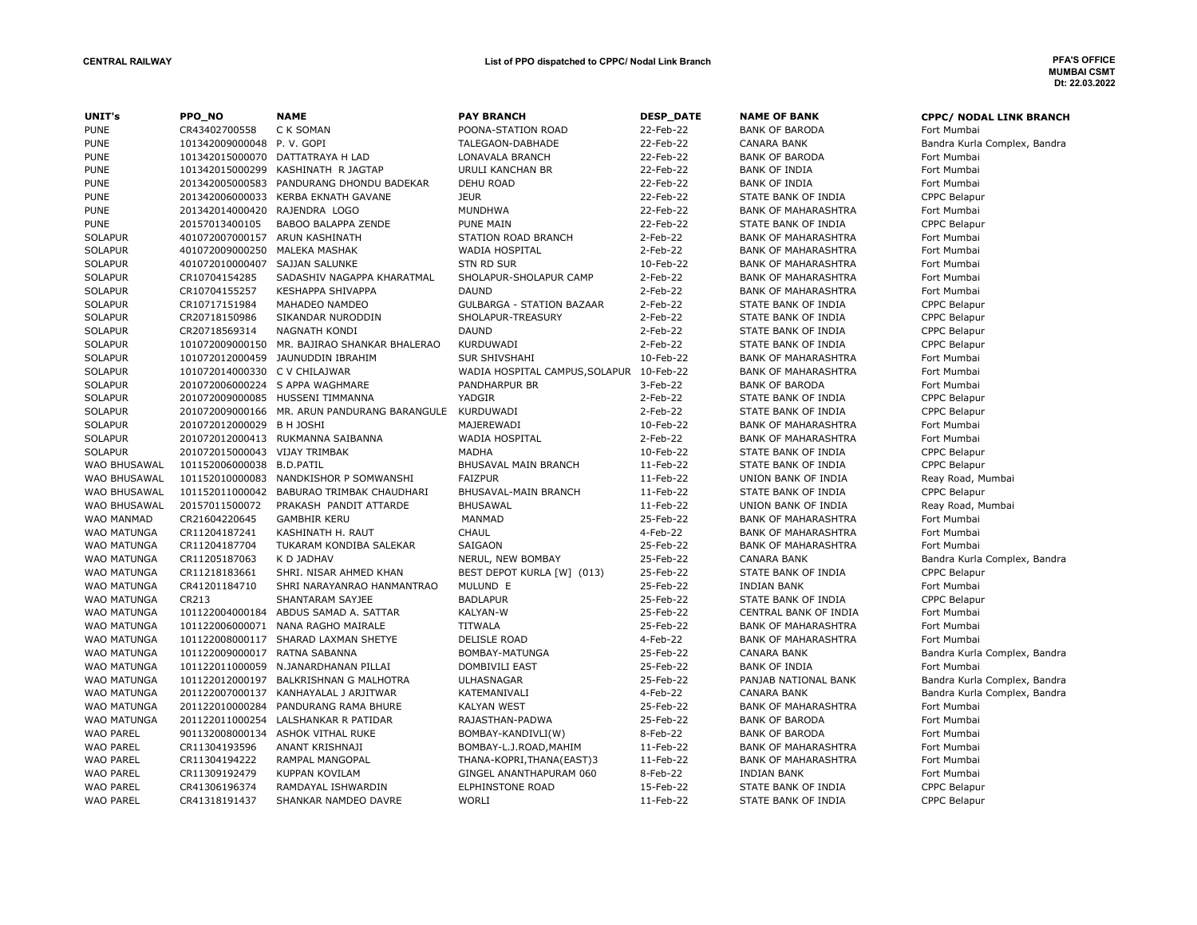**CENTRAL RAILWAY** | **List of PPO dispatched to CPPC/ Nodal Link Branch** | **PFA'S OFFICE MUMBAI CSMT Dt: 22.03.2022**

| UNIT's | PPO_NO | NAME | PAY BRANCH | DESP_DATE | NAME OF BANK | CPPC/ NODAL LINK BRANCH |
|---|---|---|---|---|---|---|
| PUNE | CR43402700558 | C K SOMAN | POONA-STATION ROAD | 22-Feb-22 | BANK OF BARODA | Fort Mumbai |
| PUNE | 101342009000048 | P. V. GOPI | TALEGAON-DABHADE | 22-Feb-22 | CANARA BANK | Bandra Kurla Complex, Bandra |
| PUNE | 101342015000070 | DATTATRAYA H LAD | LONAVALA BRANCH | 22-Feb-22 | BANK OF BARODA | Fort Mumbai |
| PUNE | 101342015000299 | KASHINATH R JAGTAP | URULI KANCHAN BR | 22-Feb-22 | BANK OF INDIA | Fort Mumbai |
| PUNE | 201342005000583 | PANDURANG DHONDU BADEKAR | DEHU ROAD | 22-Feb-22 | BANK OF INDIA | Fort Mumbai |
| PUNE | 201342006000033 | KERBA EKNATH GAVANE | JEUR | 22-Feb-22 | STATE BANK OF INDIA | CPPC Belapur |
| PUNE | 201342014000420 | RAJENDRA LOGO | MUNDHWA | 22-Feb-22 | BANK OF MAHARASHTRA | Fort Mumbai |
| PUNE | 20157013400105 | BABOO BALAPPA ZENDE | PUNE MAIN | 22-Feb-22 | STATE BANK OF INDIA | CPPC Belapur |
| SOLAPUR | 401072007000157 | ARUN KASHINATH | STATION ROAD BRANCH | 2-Feb-22 | BANK OF MAHARASHTRA | Fort Mumbai |
| SOLAPUR | 401072009000250 | MALEKA MASHAK | WADIA HOSPITAL | 2-Feb-22 | BANK OF MAHARASHTRA | Fort Mumbai |
| SOLAPUR | 401072010000407 | SAJJAN SALUNKE | STN RD SUR | 10-Feb-22 | BANK OF MAHARASHTRA | Fort Mumbai |
| SOLAPUR | CR10704154285 | SADASHIV NAGAPPA KHARATMAL | SHOLAPUR-SHOLAPUR CAMP | 2-Feb-22 | BANK OF MAHARASHTRA | Fort Mumbai |
| SOLAPUR | CR10704155257 | KESHAPPA SHIVAPPA | DAUND | 2-Feb-22 | BANK OF MAHARASHTRA | Fort Mumbai |
| SOLAPUR | CR10717151984 | MAHADEO NAMDEO | GULBARGA - STATION BAZAAR | 2-Feb-22 | STATE BANK OF INDIA | CPPC Belapur |
| SOLAPUR | CR20718150986 | SIKANDAR NURODDIN | SHOLAPUR-TREASURY | 2-Feb-22 | STATE BANK OF INDIA | CPPC Belapur |
| SOLAPUR | CR20718569314 | NAGNATH KONDI | DAUND | 2-Feb-22 | STATE BANK OF INDIA | CPPC Belapur |
| SOLAPUR | 101072009000150 | MR. BAJIRAO SHANKAR BHALERAO | KURDUWADI | 2-Feb-22 | STATE BANK OF INDIA | CPPC Belapur |
| SOLAPUR | 101072012000459 | JAUNUDDIN IBRAHIM | SUR SHIVSHAHI | 10-Feb-22 | BANK OF MAHARASHTRA | Fort Mumbai |
| SOLAPUR | 101072014000330 | C V CHILAJWAR | WADIA HOSPITAL CAMPUS,SOLAPUR | 10-Feb-22 | BANK OF MAHARASHTRA | Fort Mumbai |
| SOLAPUR | 201072006000224 | S APPA WAGHMARE | PANDHARPUR BR | 3-Feb-22 | BANK OF BARODA | Fort Mumbai |
| SOLAPUR | 201072009000085 | HUSSENI TIMMANNA | YADGIR | 2-Feb-22 | STATE BANK OF INDIA | CPPC Belapur |
| SOLAPUR | 201072009000166 | MR. ARUN PANDURANG BARANGULE | KURDUWADI | 2-Feb-22 | STATE BANK OF INDIA | CPPC Belapur |
| SOLAPUR | 201072012000029 | B H JOSHI | MAJEREWADI | 10-Feb-22 | BANK OF MAHARASHTRA | Fort Mumbai |
| SOLAPUR | 201072012000413 | RUKMANNA SAIBANNA | WADIA HOSPITAL | 2-Feb-22 | BANK OF MAHARASHTRA | Fort Mumbai |
| SOLAPUR | 201072015000043 | VIJAY TRIMBAK | MADHA | 10-Feb-22 | STATE BANK OF INDIA | CPPC Belapur |
| WAO BHUSAWAL | 101152006000038 | B.D.PATIL | BHUSAVAL MAIN BRANCH | 11-Feb-22 | STATE BANK OF INDIA | CPPC Belapur |
| WAO BHUSAWAL | 101152010000083 | NANDKISHOR P SOMWANSHI | FAIZPUR | 11-Feb-22 | UNION BANK OF INDIA | Reay Road, Mumbai |
| WAO BHUSAWAL | 101152011000042 | BABURAO TRIMBAK CHAUDHARI | BHUSAVAL-MAIN BRANCH | 11-Feb-22 | STATE BANK OF INDIA | CPPC Belapur |
| WAO BHUSAWAL | 20157011500072 | PRAKASH PANDIT ATTARDE | BHUSAWAL | 11-Feb-22 | UNION BANK OF INDIA | Reay Road, Mumbai |
| WAO MANMAD | CR21604220645 | GAMBHIR KERU | MANMAD | 25-Feb-22 | BANK OF MAHARASHTRA | Fort Mumbai |
| WAO MATUNGA | CR11204187241 | KASHINATH H. RAUT | CHAUL | 4-Feb-22 | BANK OF MAHARASHTRA | Fort Mumbai |
| WAO MATUNGA | CR11204187704 | TUKARAM KONDIBA SALEKAR | SAIGAON | 25-Feb-22 | BANK OF MAHARASHTRA | Fort Mumbai |
| WAO MATUNGA | CR11205187063 | K D JADHAV | NERUL, NEW BOMBAY | 25-Feb-22 | CANARA BANK | Bandra Kurla Complex, Bandra |
| WAO MATUNGA | CR11218183661 | SHRI. NISAR AHMED KHAN | BEST DEPOT KURLA [W] (013) | 25-Feb-22 | STATE BANK OF INDIA | CPPC Belapur |
| WAO MATUNGA | CR41201184710 | SHRI NARAYANRAO HANMANTRAO | MULUND E | 25-Feb-22 | INDIAN BANK | Fort Mumbai |
| WAO MATUNGA | CR213 | SHANTARAM SAYJEE | BADLAPUR | 25-Feb-22 | STATE BANK OF INDIA | CPPC Belapur |
| WAO MATUNGA | 101122004000184 | ABDUS SAMAD A. SATTAR | KALYAN-W | 25-Feb-22 | CENTRAL BANK OF INDIA | Fort Mumbai |
| WAO MATUNGA | 101122006000071 | NANA RAGHO MAIRALE | TITWALA | 25-Feb-22 | BANK OF MAHARASHTRA | Fort Mumbai |
| WAO MATUNGA | 101122008000117 | SHARAD LAXMAN SHETYE | DELISLE ROAD | 4-Feb-22 | BANK OF MAHARASHTRA | Fort Mumbai |
| WAO MATUNGA | 101122009000017 | RATNA SABANNA | BOMBAY-MATUNGA | 25-Feb-22 | CANARA BANK | Bandra Kurla Complex, Bandra |
| WAO MATUNGA | 101122011000059 | N.JANARDHANAN PILLAI | DOMBIVILI EAST | 25-Feb-22 | BANK OF INDIA | Fort Mumbai |
| WAO MATUNGA | 101122012000197 | BALKRISHNAN G MALHOTRA | ULHASNAGAR | 25-Feb-22 | PANJAB NATIONAL BANK | Bandra Kurla Complex, Bandra |
| WAO MATUNGA | 201122007000137 | KANHAYALAL J ARJITWAR | KATEMANIVALI | 4-Feb-22 | CANARA BANK | Bandra Kurla Complex, Bandra |
| WAO MATUNGA | 201122010000284 | PANDURANG RAMA BHURE | KALYAN WEST | 25-Feb-22 | BANK OF MAHARASHTRA | Fort Mumbai |
| WAO MATUNGA | 201122011000254 | LALSHANKAR R PATIDAR | RAJASTHAN-PADWA | 25-Feb-22 | BANK OF BARODA | Fort Mumbai |
| WAO PAREL | 901132008000134 | ASHOK VITHAL RUKE | BOMBAY-KANDIVLI(W) | 8-Feb-22 | BANK OF BARODA | Fort Mumbai |
| WAO PAREL | CR11304193596 | ANANT KRISHNAJI | BOMBAY-L.J.ROAD,MAHIM | 11-Feb-22 | BANK OF MAHARASHTRA | Fort Mumbai |
| WAO PAREL | CR11304194222 | RAMPAL MANGOPAL | THANA-KOPRI,THANA(EAST)3 | 11-Feb-22 | BANK OF MAHARASHTRA | Fort Mumbai |
| WAO PAREL | CR11309192479 | KUPPAN KOVILAM | GINGEL ANANTHAPURAM 060 | 8-Feb-22 | INDIAN BANK | Fort Mumbai |
| WAO PAREL | CR41306196374 | RAMDAYAL ISHWARDIN | ELPHINSTONE ROAD | 15-Feb-22 | STATE BANK OF INDIA | CPPC Belapur |
| WAO PAREL | CR41318191437 | SHANKAR NAMDEO DAVRE | WORLI | 11-Feb-22 | STATE BANK OF INDIA | CPPC Belapur |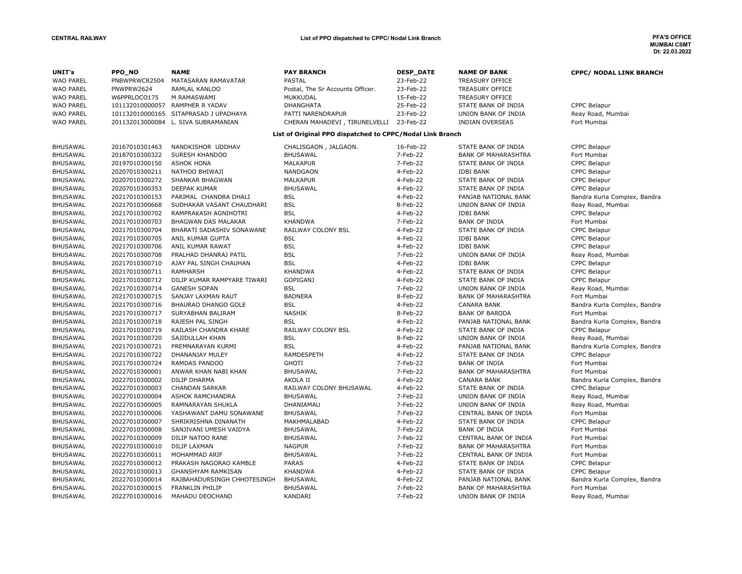**CENTRAL RAILWAY**

**List of PPO dispatched to CPPC/ Nodal Link Branch**

**PFA'S OFFICE**
**MUMBAI CSMT**
**Dt: 22.03.2022**

| UNIT's | PPO_NO | NAME | PAY BRANCH | DESP_DATE | NAME OF BANK | CPPC/ NODAL LINK BRANCH |
|---|---|---|---|---|---|---|
| WAO PAREL | PNBWPRWCR2504 | MATASARAN RAMAVATAR | PASTAL | 23-Feb-22 | TREASURY OFFICE | |
| WAO PAREL | PNWPRW2624 | RAMLAL KANLOO | Postal, The Sr Accounts Officer. | 23-Feb-22 | TREASURY OFFICE | |
| WAO PAREL | W6PPRLOCO175 | M RAMASWAMI | MUKKUDAL | 15-Feb-22 | TREASURY OFFICE | |
| WAO PAREL | 101132010000057 | RAMPHER R YADAV | DHANGHATA | 25-Feb-22 | STATE BANK OF INDIA | CPPC Belapur |
| WAO PAREL | 101132010000165 | SITAPRASAD J UPADHAYA | PATTI NARENDRAPUR | 23-Feb-22 | UNION BANK OF INDIA | Reay Road, Mumbai |
| WAO PAREL | 201132013000084 | L. SIVA SUBRAMANIAN | CHERAN MAHADEVI , TIRUNELVELLI | 23-Feb-22 | INDIAN OVERSEAS | Fort Mumbai |

**List of Original PPO dispatched to CPPC/Nodal Link Branch**

| UNIT's | PPO_NO | NAME | PAY BRANCH | DESP_DATE | NAME OF BANK | CPPC/ NODAL LINK BRANCH |
|---|---|---|---|---|---|---|
| BHUSAWAL | 20167010301463 | NANDKISHOR UDDHAV | CHALISGAON , JALGAON. | 16-Feb-22 | STATE BANK OF INDIA | CPPC Belapur |
| BHUSAWAL | 20187010300322 | SURESH KHANDOO | BHUSAWAL | 7-Feb-22 | BANK OF MAHARASHTRA | Fort Mumbai |
| BHUSAWAL | 20197010300150 | ASHOK HONA | MALKAPUR | 7-Feb-22 | STATE BANK OF INDIA | CPPC Belapur |
| BHUSAWAL | 20207010300211 | NATHOO BHIWAJI | NANDGAON | 4-Feb-22 | IDBI BANK | CPPC Belapur |
| BHUSAWAL | 20207010300272 | SHANKAR BHAGWAN | MALKAPUR | 4-Feb-22 | STATE BANK OF INDIA | CPPC Belapur |
| BHUSAWAL | 20207010300353 | DEEPAK KUMAR | BHUSAWAL | 4-Feb-22 | STATE BANK OF INDIA | CPPC Belapur |
| BHUSAWAL | 20217010300153 | PARIMAL CHANDRA DHALI | BSL | 4-Feb-22 | PANJAB NATIONAL BANK | Bandra Kurla Complex, Bandra |
| BHUSAWAL | 20217010300668 | SUDHAKAR VASANT CHAUDHARI | BSL | 8-Feb-22 | UNION BANK OF INDIA | Reay Road, Mumbai |
| BHUSAWAL | 20217010300702 | RAMPRAKASH AGNIHOTRI | BSL | 4-Feb-22 | IDBI BANK | CPPC Belapur |
| BHUSAWAL | 20217010300703 | BHAGWAN DAS MALAKAR | KHANDWA | 7-Feb-22 | BANK OF INDIA | Fort Mumbai |
| BHUSAWAL | 20217010300704 | BHARATI SADASHIV SONAWANE | RAILWAY COLONY BSL | 4-Feb-22 | STATE BANK OF INDIA | CPPC Belapur |
| BHUSAWAL | 20217010300705 | ANIL KUMAR GUPTA | BSL | 4-Feb-22 | IDBI BANK | CPPC Belapur |
| BHUSAWAL | 20217010300706 | ANIL KUMAR RAWAT | BSL | 4-Feb-22 | IDBI BANK | CPPC Belapur |
| BHUSAWAL | 20217010300708 | PRALHAD DHANRAJ PATIL | BSL | 7-Feb-22 | UNION BANK OF INDIA | Reay Road, Mumbai |
| BHUSAWAL | 20217010300710 | AJAY PAL SINGH CHAUHAN | BSL | 4-Feb-22 | IDBI BANK | CPPC Belapur |
| BHUSAWAL | 20217010300711 | RAMHARSH | KHANDWA | 4-Feb-22 | STATE BANK OF INDIA | CPPC Belapur |
| BHUSAWAL | 20217010300712 | DILIP KUMAR RAMPYARE TIWARI | GOPIGANJ | 4-Feb-22 | STATE BANK OF INDIA | CPPC Belapur |
| BHUSAWAL | 20217010300714 | GANESH SOPAN | BSL | 7-Feb-22 | UNION BANK OF INDIA | Reay Road, Mumbai |
| BHUSAWAL | 20217010300715 | SANJAY LAXMAN RAUT | BADNERA | 8-Feb-22 | BANK OF MAHARASHTRA | Fort Mumbai |
| BHUSAWAL | 20217010300716 | BHAURAO DHANGO GOLE | BSL | 4-Feb-22 | CANARA BANK | Bandra Kurla Complex, Bandra |
| BHUSAWAL | 20217010300717 | SURYABHAN BALIRAM | NASHIK | 8-Feb-22 | BANK OF BARODA | Fort Mumbai |
| BHUSAWAL | 20217010300718 | RAJESH PAL SINGH | BSL | 4-Feb-22 | PANJAB NATIONAL BANK | Bandra Kurla Complex, Bandra |
| BHUSAWAL | 20217010300719 | KAILASH CHANDRA KHARE | RAILWAY COLONY BSL | 4-Feb-22 | STATE BANK OF INDIA | CPPC Belapur |
| BHUSAWAL | 20217010300720 | SAJIDULLAH KHAN | BSL | 8-Feb-22 | UNION BANK OF INDIA | Reay Road, Mumbai |
| BHUSAWAL | 20217010300721 | PREMNARAYAN KURMI | BSL | 4-Feb-22 | PANJAB NATIONAL BANK | Bandra Kurla Complex, Bandra |
| BHUSAWAL | 20217010300722 | DHANANJAY MULEY | RAMDESPETH | 4-Feb-22 | STATE BANK OF INDIA | CPPC Belapur |
| BHUSAWAL | 20217010300724 | RAMDAS PANDOO | GHOTI | 7-Feb-22 | BANK OF INDIA | Fort Mumbai |
| BHUSAWAL | 20227010300001 | ANWAR KHAN NABI KHAN | BHUSAWAL | 7-Feb-22 | BANK OF MAHARASHTRA | Fort Mumbai |
| BHUSAWAL | 20227010300002 | DILIP DHARMA | AKOLA II | 4-Feb-22 | CANARA BANK | Bandra Kurla Complex, Bandra |
| BHUSAWAL | 20227010300003 | CHANDAN SARKAR | RAILWAY COLONY BHUSAWAL | 4-Feb-22 | STATE BANK OF INDIA | CPPC Belapur |
| BHUSAWAL | 20227010300004 | ASHOK RAMCHANDRA | BHUSAWAL | 7-Feb-22 | UNION BANK OF INDIA | Reay Road, Mumbai |
| BHUSAWAL | 20227010300005 | RAMNARAYAN SHUKLA | DHANIAMAU | 7-Feb-22 | UNION BANK OF INDIA | Reay Road, Mumbai |
| BHUSAWAL | 20227010300006 | YASHAWANT DAMU SONAWANE | BHUSAWAL | 7-Feb-22 | CENTRAL BANK OF INDIA | Fort Mumbai |
| BHUSAWAL | 20227010300007 | SHRIKRISHNA DINANATH | MAKHMALABAD | 4-Feb-22 | STATE BANK OF INDIA | CPPC Belapur |
| BHUSAWAL | 20227010300008 | SANJIVANI UMESH VAIDYA | BHUSAWAL | 7-Feb-22 | BANK OF INDIA | Fort Mumbai |
| BHUSAWAL | 20227010300009 | DILIP NATOO RANE | BHUSAWAL | 7-Feb-22 | CENTRAL BANK OF INDIA | Fort Mumbai |
| BHUSAWAL | 20227010300010 | DILIP LAXMAN | NAGPUR | 7-Feb-22 | BANK OF MAHARASHTRA | Fort Mumbai |
| BHUSAWAL | 20227010300011 | MOHAMMAD ARIF | BHUSAWAL | 7-Feb-22 | CENTRAL BANK OF INDIA | Fort Mumbai |
| BHUSAWAL | 20227010300012 | PRAKASH NAGORAO KAMBLE | PARAS | 4-Feb-22 | STATE BANK OF INDIA | CPPC Belapur |
| BHUSAWAL | 20227010300013 | GHANSHYAM RAMKISAN | KHANDWA | 4-Feb-22 | STATE BANK OF INDIA | CPPC Belapur |
| BHUSAWAL | 20227010300014 | RAJBAHADURSINGH CHHOTESINGH | BHUSAWAL | 4-Feb-22 | PANJAB NATIONAL BANK | Bandra Kurla Complex, Bandra |
| BHUSAWAL | 20227010300015 | FRANKLIN PHILIP | BHUSAWAL | 7-Feb-22 | BANK OF MAHARASHTRA | Fort Mumbai |
| BHUSAWAL | 20227010300016 | MAHADU DEOCHAND | KANDARI | 7-Feb-22 | UNION BANK OF INDIA | Reay Road, Mumbai |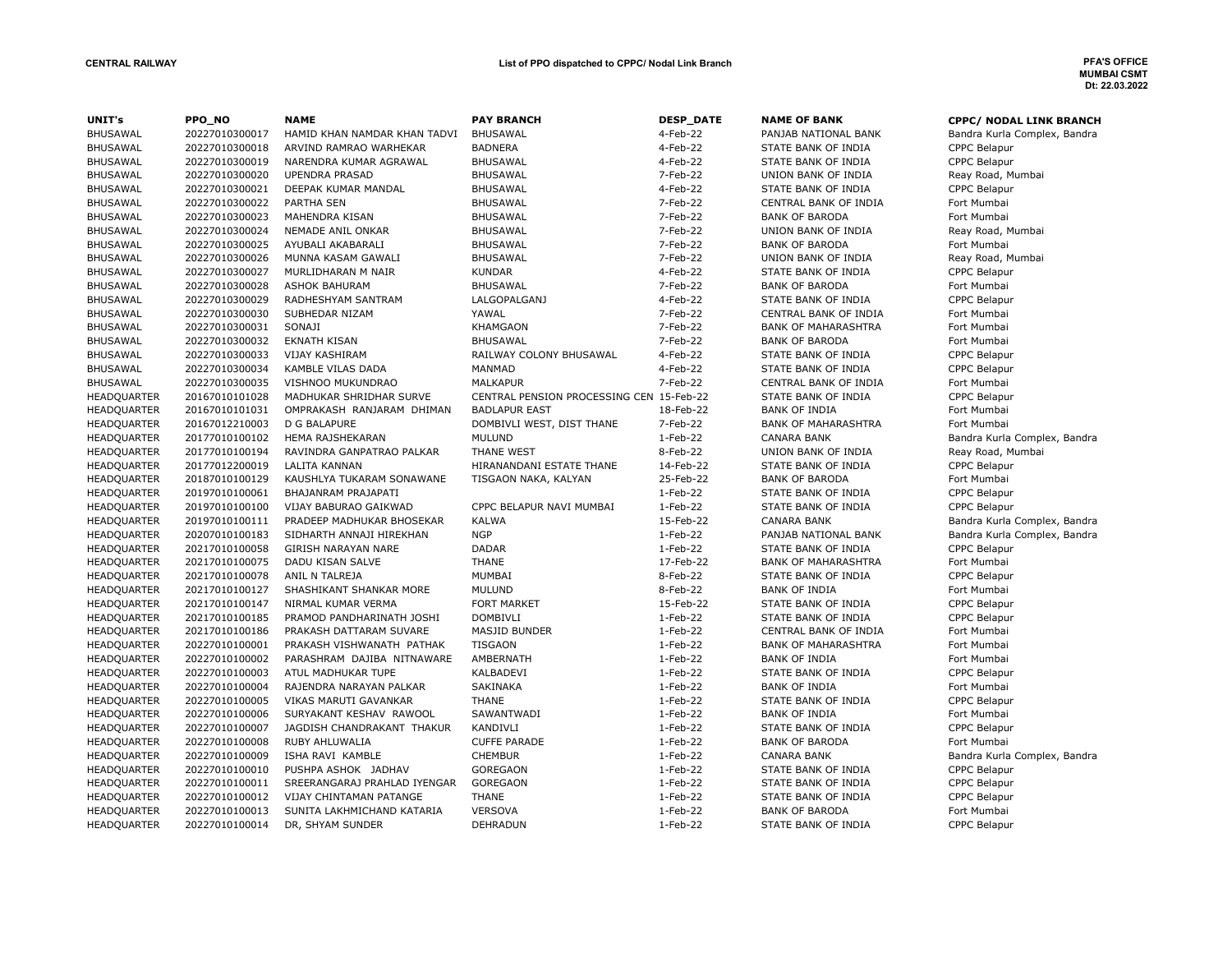**CENTRAL RAILWAY**

**List of PPO dispatched to CPPC/ Nodal Link Branch**

**PFA'S OFFICE**
**MUMBAI CSMT**
**Dt: 22.03.2022**

| UNIT's | PPO_NO | NAME | PAY BRANCH | DESP_DATE | NAME OF BANK | CPPC/ NODAL LINK BRANCH |
|---|---|---|---|---|---|---|
| BHUSAWAL | 20227010300017 | HAMID KHAN NAMDAR KHAN TADVI | BHUSAWAL | 4-Feb-22 | PANJAB NATIONAL BANK | Bandra Kurla Complex, Bandra |
| BHUSAWAL | 20227010300018 | ARVIND RAMRAO WARHEKAR | BADNERA | 4-Feb-22 | STATE BANK OF INDIA | CPPC Belapur |
| BHUSAWAL | 20227010300019 | NARENDRA KUMAR AGRAWAL | BHUSAWAL | 4-Feb-22 | STATE BANK OF INDIA | CPPC Belapur |
| BHUSAWAL | 20227010300020 | UPENDRA PRASAD | BHUSAWAL | 7-Feb-22 | UNION BANK OF INDIA | Reay Road, Mumbai |
| BHUSAWAL | 20227010300021 | DEEPAK KUMAR MANDAL | BHUSAWAL | 4-Feb-22 | STATE BANK OF INDIA | CPPC Belapur |
| BHUSAWAL | 20227010300022 | PARTHA SEN | BHUSAWAL | 7-Feb-22 | CENTRAL BANK OF INDIA | Fort Mumbai |
| BHUSAWAL | 20227010300023 | MAHENDRA KISAN | BHUSAWAL | 7-Feb-22 | BANK OF BARODA | Fort Mumbai |
| BHUSAWAL | 20227010300024 | NEMADE ANIL ONKAR | BHUSAWAL | 7-Feb-22 | UNION BANK OF INDIA | Reay Road, Mumbai |
| BHUSAWAL | 20227010300025 | AYUBALI AKABARALI | BHUSAWAL | 7-Feb-22 | BANK OF BARODA | Fort Mumbai |
| BHUSAWAL | 20227010300026 | MUNNA KASAM GAWALI | BHUSAWAL | 7-Feb-22 | UNION BANK OF INDIA | Reay Road, Mumbai |
| BHUSAWAL | 20227010300027 | MURLIDHARAN M NAIR | KUNDAR | 4-Feb-22 | STATE BANK OF INDIA | CPPC Belapur |
| BHUSAWAL | 20227010300028 | ASHOK BAHURAM | BHUSAWAL | 7-Feb-22 | BANK OF BARODA | Fort Mumbai |
| BHUSAWAL | 20227010300029 | RADHESHYAM SANTRAM | LALGOPALGANJ | 4-Feb-22 | STATE BANK OF INDIA | CPPC Belapur |
| BHUSAWAL | 20227010300030 | SUBHEDAR NIZAM | YAWAL | 7-Feb-22 | CENTRAL BANK OF INDIA | Fort Mumbai |
| BHUSAWAL | 20227010300031 | SONAJI | KHAMGAON | 7-Feb-22 | BANK OF MAHARASHTRA | Fort Mumbai |
| BHUSAWAL | 20227010300032 | EKNATH KISAN | BHUSAWAL | 7-Feb-22 | BANK OF BARODA | Fort Mumbai |
| BHUSAWAL | 20227010300033 | VIJAY KASHIRAM | RAILWAY COLONY BHUSAWAL | 4-Feb-22 | STATE BANK OF INDIA | CPPC Belapur |
| BHUSAWAL | 20227010300034 | KAMBLE VILAS DADA | MANMAD | 4-Feb-22 | STATE BANK OF INDIA | CPPC Belapur |
| BHUSAWAL | 20227010300035 | VISHNOO MUKUNDRAO | MALKAPUR | 7-Feb-22 | CENTRAL BANK OF INDIA | Fort Mumbai |
| HEADQUARTER | 20167010101028 | MADHUKAR SHRIDHAR SURVE | CENTRAL PENSION PROCESSING CEN | 15-Feb-22 | STATE BANK OF INDIA | CPPC Belapur |
| HEADQUARTER | 20167010101031 | OMPRAKASH RANJARAM DHIMAN | BADLAPUR EAST | 18-Feb-22 | BANK OF INDIA | Fort Mumbai |
| HEADQUARTER | 20167012210003 | D G BALAPURE | DOMBIVLI WEST, DIST THANE | 7-Feb-22 | BANK OF MAHARASHTRA | Fort Mumbai |
| HEADQUARTER | 20177010100102 | HEMA RAJSHEKARAN | MULUND | 1-Feb-22 | CANARA BANK | Bandra Kurla Complex, Bandra |
| HEADQUARTER | 20177010100194 | RAVINDRA GANPATRAO PALKAR | THANE WEST | 8-Feb-22 | UNION BANK OF INDIA | Reay Road, Mumbai |
| HEADQUARTER | 20177012200019 | LALITA KANNAN | HIRANANDANI ESTATE THANE | 14-Feb-22 | STATE BANK OF INDIA | CPPC Belapur |
| HEADQUARTER | 20187010100129 | KAUSHLYA TUKARAM SONAWANE | TISGAON NAKA, KALYAN | 25-Feb-22 | BANK OF BARODA | Fort Mumbai |
| HEADQUARTER | 20197010100061 | BHAJANRAM PRAJAPATI | | 1-Feb-22 | STATE BANK OF INDIA | CPPC Belapur |
| HEADQUARTER | 20197010100100 | VIJAY BABURAO GAIKWAD | CPPC BELAPUR NAVI MUMBAI | 1-Feb-22 | STATE BANK OF INDIA | CPPC Belapur |
| HEADQUARTER | 20197010100111 | PRADEEP MADHUKAR BHOSEKAR | KALWA | 15-Feb-22 | CANARA BANK | Bandra Kurla Complex, Bandra |
| HEADQUARTER | 20207010100183 | SIDHARTH ANNAJI HIREKHAN | NGP | 1-Feb-22 | PANJAB NATIONAL BANK | Bandra Kurla Complex, Bandra |
| HEADQUARTER | 20217010100058 | GIRISH NARAYAN NARE | DADAR | 1-Feb-22 | STATE BANK OF INDIA | CPPC Belapur |
| HEADQUARTER | 20217010100075 | DADU KISAN SALVE | THANE | 17-Feb-22 | BANK OF MAHARASHTRA | Fort Mumbai |
| HEADQUARTER | 20217010100078 | ANIL N TALREJA | MUMBAI | 8-Feb-22 | STATE BANK OF INDIA | CPPC Belapur |
| HEADQUARTER | 20217010100127 | SHASHIKANT SHANKAR MORE | MULUND | 8-Feb-22 | BANK OF INDIA | Fort Mumbai |
| HEADQUARTER | 20217010100147 | NIRMAL KUMAR VERMA | FORT MARKET | 15-Feb-22 | STATE BANK OF INDIA | CPPC Belapur |
| HEADQUARTER | 20217010100185 | PRAMOD PANDHARINATH JOSHI | DOMBIVLI | 1-Feb-22 | STATE BANK OF INDIA | CPPC Belapur |
| HEADQUARTER | 20217010100186 | PRAKASH DATTARAM SUVARE | MASJID BUNDER | 1-Feb-22 | CENTRAL BANK OF INDIA | Fort Mumbai |
| HEADQUARTER | 20227010100001 | PRAKASH VISHWANATH PATHAK | TISGAON | 1-Feb-22 | BANK OF MAHARASHTRA | Fort Mumbai |
| HEADQUARTER | 20227010100002 | PARASHRAM DAJIBA NITNAWARE | AMBERNATH | 1-Feb-22 | BANK OF INDIA | Fort Mumbai |
| HEADQUARTER | 20227010100003 | ATUL MADHUKAR TUPE | KALBADEVI | 1-Feb-22 | STATE BANK OF INDIA | CPPC Belapur |
| HEADQUARTER | 20227010100004 | RAJENDRA NARAYAN PALKAR | SAKINAKA | 1-Feb-22 | BANK OF INDIA | Fort Mumbai |
| HEADQUARTER | 20227010100005 | VIKAS MARUTI GAVANKAR | THANE | 1-Feb-22 | STATE BANK OF INDIA | CPPC Belapur |
| HEADQUARTER | 20227010100006 | SURYAKANT KESHAV RAWOOL | SAWANTWADI | 1-Feb-22 | BANK OF INDIA | Fort Mumbai |
| HEADQUARTER | 20227010100007 | JAGDISH CHANDRAKANT THAKUR | KANDIVLI | 1-Feb-22 | STATE BANK OF INDIA | CPPC Belapur |
| HEADQUARTER | 20227010100008 | RUBY AHLUWALIA | CUFFE PARADE | 1-Feb-22 | BANK OF BARODA | Fort Mumbai |
| HEADQUARTER | 20227010100009 | ISHA RAVI KAMBLE | CHEMBUR | 1-Feb-22 | CANARA BANK | Bandra Kurla Complex, Bandra |
| HEADQUARTER | 20227010100010 | PUSHPA ASHOK JADHAV | GOREGAON | 1-Feb-22 | STATE BANK OF INDIA | CPPC Belapur |
| HEADQUARTER | 20227010100011 | SREERANGARAJ PRAHLAD IYENGAR | GOREGAON | 1-Feb-22 | STATE BANK OF INDIA | CPPC Belapur |
| HEADQUARTER | 20227010100012 | VIJAY CHINTAMAN PATANGE | THANE | 1-Feb-22 | STATE BANK OF INDIA | CPPC Belapur |
| HEADQUARTER | 20227010100013 | SUNITA LAKHMICHAND KATARIA | VERSOVA | 1-Feb-22 | BANK OF BARODA | Fort Mumbai |
| HEADQUARTER | 20227010100014 | DR, SHYAM SUNDER | DEHRADUN | 1-Feb-22 | STATE BANK OF INDIA | CPPC Belapur |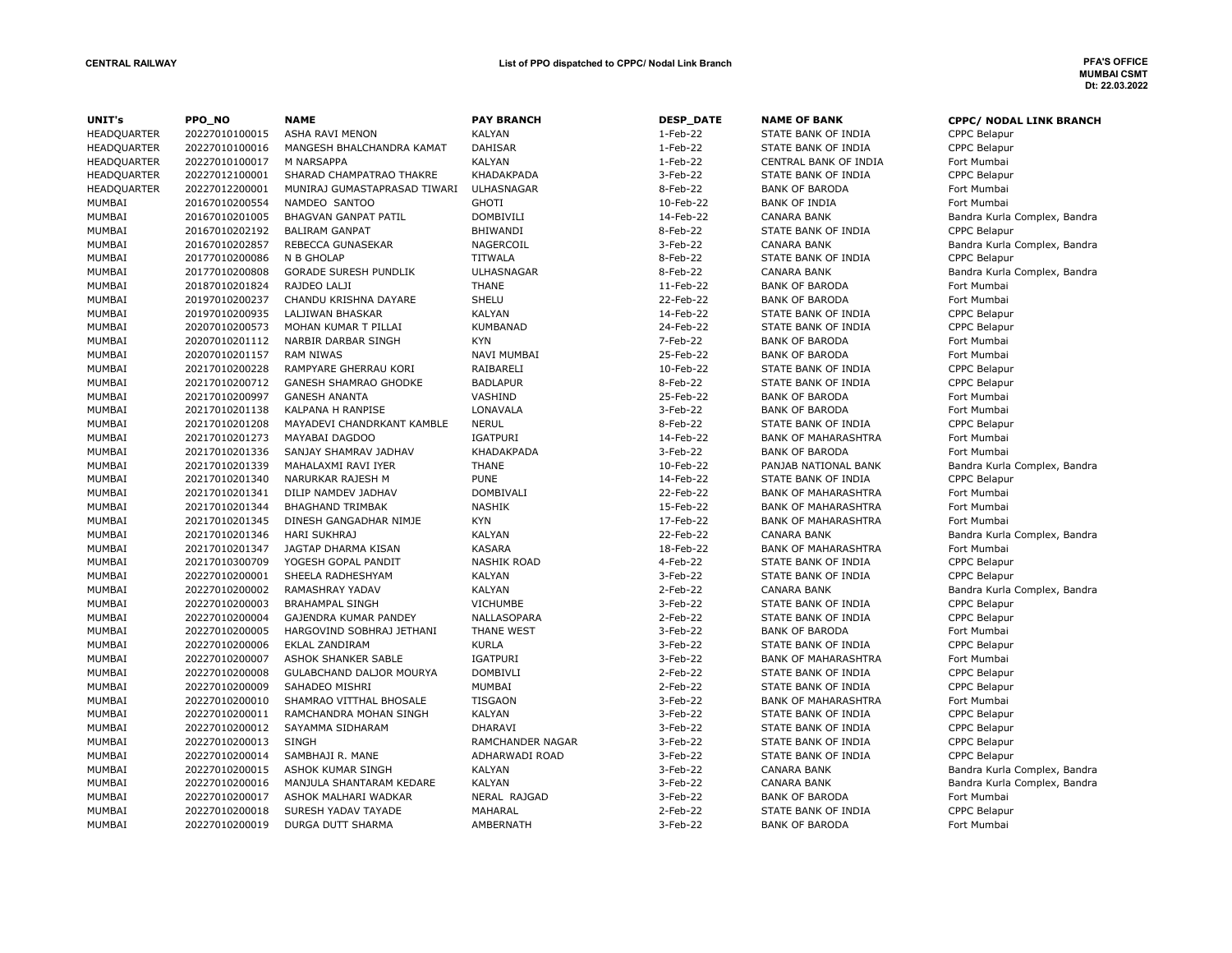**CENTRAL RAILWAY**

**List of PPO dispatched to CPPC/ Nodal Link Branch**

**PFA'S OFFICE**
**MUMBAI CSMT**
**Dt: 22.03.2022**

| UNIT's | PPO_NO | NAME | PAY BRANCH | DESP_DATE | NAME OF BANK | CPPC/ NODAL LINK BRANCH |
|---|---|---|---|---|---|---|
| HEADQUARTER | 20227010100015 | ASHA RAVI MENON | KALYAN | 1-Feb-22 | STATE BANK OF INDIA | CPPC Belapur |
| HEADQUARTER | 20227010100016 | MANGESH BHALCHANDRA KAMAT | DAHISAR | 1-Feb-22 | STATE BANK OF INDIA | CPPC Belapur |
| HEADQUARTER | 20227010100017 | M NARSAPPA | KALYAN | 1-Feb-22 | CENTRAL BANK OF INDIA | Fort Mumbai |
| HEADQUARTER | 20227012100001 | SHARAD CHAMPATRAO THAKRE | KHADAKPADA | 3-Feb-22 | STATE BANK OF INDIA | CPPC Belapur |
| HEADQUARTER | 20227012200001 | MUNIRAJ GUMASTAPRASAD TIWARI | ULHASNAGAR | 8-Feb-22 | BANK OF BARODA | Fort Mumbai |
| MUMBAI | 20167010200554 | NAMDEO SANTOO | GHOTI | 10-Feb-22 | BANK OF INDIA | Fort Mumbai |
| MUMBAI | 20167010201005 | BHAGVAN GANPAT PATIL | DOMBIVILI | 14-Feb-22 | CANARA BANK | Bandra Kurla Complex, Bandra |
| MUMBAI | 20167010202192 | BALIRAM GANPAT | BHIWANDI | 8-Feb-22 | STATE BANK OF INDIA | CPPC Belapur |
| MUMBAI | 20167010202857 | REBECCA GUNASEKAR | NAGERCOIL | 3-Feb-22 | CANARA BANK | Bandra Kurla Complex, Bandra |
| MUMBAI | 20177010200086 | N B GHOLAP | TITWALA | 8-Feb-22 | STATE BANK OF INDIA | CPPC Belapur |
| MUMBAI | 20177010200808 | GORADE SURESH PUNDLIK | ULHASNAGAR | 8-Feb-22 | CANARA BANK | Bandra Kurla Complex, Bandra |
| MUMBAI | 20187010201824 | RAJDEO LALJI | THANE | 11-Feb-22 | BANK OF BARODA | Fort Mumbai |
| MUMBAI | 20197010200237 | CHANDU KRISHNA DAYARE | SHELU | 22-Feb-22 | BANK OF BARODA | Fort Mumbai |
| MUMBAI | 20197010200935 | LALJIWAN BHASKAR | KALYAN | 14-Feb-22 | STATE BANK OF INDIA | CPPC Belapur |
| MUMBAI | 20207010200573 | MOHAN KUMAR T PILLAI | KUMBANAD | 24-Feb-22 | STATE BANK OF INDIA | CPPC Belapur |
| MUMBAI | 20207010201112 | NARBIR DARBAR SINGH | KYN | 7-Feb-22 | BANK OF BARODA | Fort Mumbai |
| MUMBAI | 20207010201157 | RAM NIWAS | NAVI MUMBAI | 25-Feb-22 | BANK OF BARODA | Fort Mumbai |
| MUMBAI | 20217010200228 | RAMPYARE GHERRAU KORI | RAIBARELI | 10-Feb-22 | STATE BANK OF INDIA | CPPC Belapur |
| MUMBAI | 20217010200712 | GANESH SHAMRAO GHODKE | BADLAPUR | 8-Feb-22 | STATE BANK OF INDIA | CPPC Belapur |
| MUMBAI | 20217010200997 | GANESH ANANTA | VASHIND | 25-Feb-22 | BANK OF BARODA | Fort Mumbai |
| MUMBAI | 20217010201138 | KALPANA H RANPISE | LONAVALA | 3-Feb-22 | BANK OF BARODA | Fort Mumbai |
| MUMBAI | 20217010201208 | MAYADEVI CHANDRKANT KAMBLE | NERUL | 8-Feb-22 | STATE BANK OF INDIA | CPPC Belapur |
| MUMBAI | 20217010201273 | MAYABAI DAGDOO | IGATPURI | 14-Feb-22 | BANK OF MAHARASHTRA | Fort Mumbai |
| MUMBAI | 20217010201336 | SANJAY SHAMRAV JADHAV | KHADAKPADA | 3-Feb-22 | BANK OF BARODA | Fort Mumbai |
| MUMBAI | 20217010201339 | MAHALAXMI RAVI IYER | THANE | 10-Feb-22 | PANJAB NATIONAL BANK | Bandra Kurla Complex, Bandra |
| MUMBAI | 20217010201340 | NARURKAR RAJESH M | PUNE | 14-Feb-22 | STATE BANK OF INDIA | CPPC Belapur |
| MUMBAI | 20217010201341 | DILIP NAMDEV JADHAV | DOMBIVALI | 22-Feb-22 | BANK OF MAHARASHTRA | Fort Mumbai |
| MUMBAI | 20217010201344 | BHAGHAND TRIMBAK | NASHIK | 15-Feb-22 | BANK OF MAHARASHTRA | Fort Mumbai |
| MUMBAI | 20217010201345 | DINESH GANGADHAR NIMJE | KYN | 17-Feb-22 | BANK OF MAHARASHTRA | Fort Mumbai |
| MUMBAI | 20217010201346 | HARI SUKHRAJ | KALYAN | 22-Feb-22 | CANARA BANK | Bandra Kurla Complex, Bandra |
| MUMBAI | 20217010201347 | JAGTAP DHARMA KISAN | KASARA | 18-Feb-22 | BANK OF MAHARASHTRA | Fort Mumbai |
| MUMBAI | 20217010300709 | YOGESH GOPAL PANDIT | NASHIK ROAD | 4-Feb-22 | STATE BANK OF INDIA | CPPC Belapur |
| MUMBAI | 20227010200001 | SHEELA RADHESHYAM | KALYAN | 3-Feb-22 | STATE BANK OF INDIA | CPPC Belapur |
| MUMBAI | 20227010200002 | RAMASHRAY YADAV | KALYAN | 2-Feb-22 | CANARA BANK | Bandra Kurla Complex, Bandra |
| MUMBAI | 20227010200003 | BRAHAMPAL SINGH | VICHUMBE | 3-Feb-22 | STATE BANK OF INDIA | CPPC Belapur |
| MUMBAI | 20227010200004 | GAJENDRA KUMAR PANDEY | NALLASOPARA | 2-Feb-22 | STATE BANK OF INDIA | CPPC Belapur |
| MUMBAI | 20227010200005 | HARGOVIND SOBHRAJ JETHANI | THANE WEST | 3-Feb-22 | BANK OF BARODA | Fort Mumbai |
| MUMBAI | 20227010200006 | EKLAL ZANDIRAM | KURLA | 3-Feb-22 | STATE BANK OF INDIA | CPPC Belapur |
| MUMBAI | 20227010200007 | ASHOK SHANKER SABLE | IGATPURI | 3-Feb-22 | BANK OF MAHARASHTRA | Fort Mumbai |
| MUMBAI | 20227010200008 | GULABCHAND DALJOR MOURYA | DOMBIVLI | 2-Feb-22 | STATE BANK OF INDIA | CPPC Belapur |
| MUMBAI | 20227010200009 | SAHADEO MISHRI | MUMBAI | 2-Feb-22 | STATE BANK OF INDIA | CPPC Belapur |
| MUMBAI | 20227010200010 | SHAMRAO VITTHAL BHOSALE | TISGAON | 3-Feb-22 | BANK OF MAHARASHTRA | Fort Mumbai |
| MUMBAI | 20227010200011 | RAMCHANDRA MOHAN SINGH | KALYAN | 3-Feb-22 | STATE BANK OF INDIA | CPPC Belapur |
| MUMBAI | 20227010200012 | SAYAMMA SIDHARAM | DHARAVI | 3-Feb-22 | STATE BANK OF INDIA | CPPC Belapur |
| MUMBAI | 20227010200013 | SINGH | RAMCHANDER NAGAR | 3-Feb-22 | STATE BANK OF INDIA | CPPC Belapur |
| MUMBAI | 20227010200014 | SAMBHAJI R. MANE | ADHARWADI ROAD | 3-Feb-22 | STATE BANK OF INDIA | CPPC Belapur |
| MUMBAI | 20227010200015 | ASHOK KUMAR SINGH | KALYAN | 3-Feb-22 | CANARA BANK | Bandra Kurla Complex, Bandra |
| MUMBAI | 20227010200016 | MANJULA SHANTARAM KEDARE | KALYAN | 3-Feb-22 | CANARA BANK | Bandra Kurla Complex, Bandra |
| MUMBAI | 20227010200017 | ASHOK MALHARI WADKAR | NERAL RAJGAD | 3-Feb-22 | BANK OF BARODA | Fort Mumbai |
| MUMBAI | 20227010200018 | SURESH YADAV TAYADE | MAHARAL | 2-Feb-22 | STATE BANK OF INDIA | CPPC Belapur |
| MUMBAI | 20227010200019 | DURGA DUTT SHARMA | AMBERNATH | 3-Feb-22 | BANK OF BARODA | Fort Mumbai |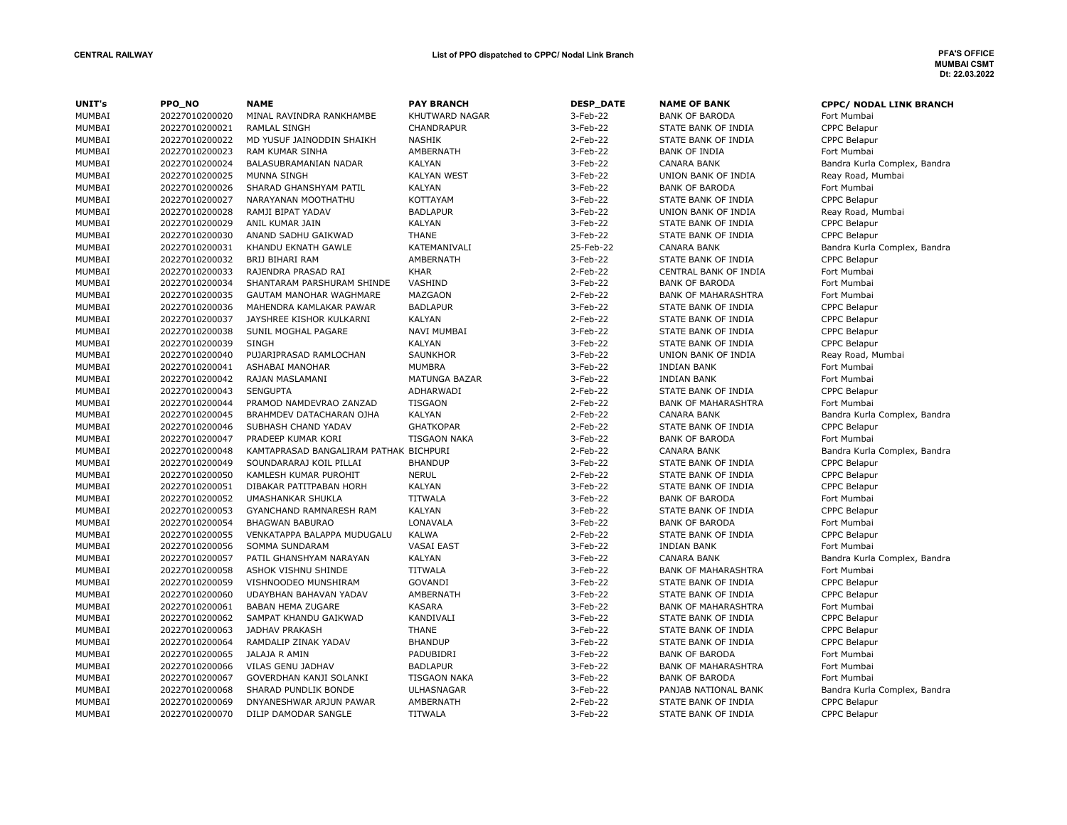**CENTRAL RAILWAY**

**List of PPO dispatched to CPPC/ Nodal Link Branch**

**PFA'S OFFICE**
**MUMBAI CSMT**
**Dt: 22.03.2022**

| UNIT's | PPO_NO | NAME | PAY BRANCH | DESP_DATE | NAME OF BANK | CPPC/ NODAL LINK BRANCH |
|---|---|---|---|---|---|---|
| MUMBAI | 20227010200020 | MINAL RAVINDRA RANKHAMBE | KHUTWARD NAGAR | 3-Feb-22 | BANK OF BARODA | Fort Mumbai |
| MUMBAI | 20227010200021 | RAMLAL SINGH | CHANDRAPUR | 3-Feb-22 | STATE BANK OF INDIA | CPPC Belapur |
| MUMBAI | 20227010200022 | MD YUSUF JAINODDIN SHAIKH | NASHIK | 2-Feb-22 | STATE BANK OF INDIA | CPPC Belapur |
| MUMBAI | 20227010200023 | RAM KUMAR SINHA | AMBERNATH | 3-Feb-22 | BANK OF INDIA | Fort Mumbai |
| MUMBAI | 20227010200024 | BALASUBRAMANIAN NADAR | KALYAN | 3-Feb-22 | CANARA BANK | Bandra Kurla Complex, Bandra |
| MUMBAI | 20227010200025 | MUNNA SINGH | KALYAN WEST | 3-Feb-22 | UNION BANK OF INDIA | Reay Road, Mumbai |
| MUMBAI | 20227010200026 | SHARAD GHANSHYAM PATIL | KALYAN | 3-Feb-22 | BANK OF BARODA | Fort Mumbai |
| MUMBAI | 20227010200027 | NARAYANAN MOOTHATHU | KOTTAYAM | 3-Feb-22 | STATE BANK OF INDIA | CPPC Belapur |
| MUMBAI | 20227010200028 | RAMJI BIPAT YADAV | BADLAPUR | 3-Feb-22 | UNION BANK OF INDIA | Reay Road, Mumbai |
| MUMBAI | 20227010200029 | ANIL KUMAR JAIN | KALYAN | 3-Feb-22 | STATE BANK OF INDIA | CPPC Belapur |
| MUMBAI | 20227010200030 | ANAND SADHU GAIKWAD | THANE | 3-Feb-22 | STATE BANK OF INDIA | CPPC Belapur |
| MUMBAI | 20227010200031 | KHANDU EKNATH GAWLE | KATEMANIVALI | 25-Feb-22 | CANARA BANK | Bandra Kurla Complex, Bandra |
| MUMBAI | 20227010200032 | BRIJ BIHARI RAM | AMBERNATH | 3-Feb-22 | STATE BANK OF INDIA | CPPC Belapur |
| MUMBAI | 20227010200033 | RAJENDRA PRASAD RAI | KHAR | 2-Feb-22 | CENTRAL BANK OF INDIA | Fort Mumbai |
| MUMBAI | 20227010200034 | SHANTARAM PARSHURAM SHINDE | VASHIND | 3-Feb-22 | BANK OF BARODA | Fort Mumbai |
| MUMBAI | 20227010200035 | GAUTAM MANOHAR WAGHMARE | MAZGAON | 2-Feb-22 | BANK OF MAHARASHTRA | Fort Mumbai |
| MUMBAI | 20227010200036 | MAHENDRA KAMLAKAR PAWAR | BADLAPUR | 3-Feb-22 | STATE BANK OF INDIA | CPPC Belapur |
| MUMBAI | 20227010200037 | JAYSHREE KISHOR KULKARNI | KALYAN | 2-Feb-22 | STATE BANK OF INDIA | CPPC Belapur |
| MUMBAI | 20227010200038 | SUNIL MOGHAL PAGARE | NAVI MUMBAI | 3-Feb-22 | STATE BANK OF INDIA | CPPC Belapur |
| MUMBAI | 20227010200039 | SINGH | KALYAN | 3-Feb-22 | STATE BANK OF INDIA | CPPC Belapur |
| MUMBAI | 20227010200040 | PUJARIPRASAD RAMLOCHAN | SAUNKHOR | 3-Feb-22 | UNION BANK OF INDIA | Reay Road, Mumbai |
| MUMBAI | 20227010200041 | ASHABAI MANOHAR | MUMBRA | 3-Feb-22 | INDIAN BANK | Fort Mumbai |
| MUMBAI | 20227010200042 | RAJAN MASLAMANI | MATUNGA BAZAR | 3-Feb-22 | INDIAN BANK | Fort Mumbai |
| MUMBAI | 20227010200043 | SENGUPTA | ADHARWADI | 2-Feb-22 | STATE BANK OF INDIA | CPPC Belapur |
| MUMBAI | 20227010200044 | PRAMOD NAMDEVRAO ZANZAD | TISGAON | 2-Feb-22 | BANK OF MAHARASHTRA | Fort Mumbai |
| MUMBAI | 20227010200045 | BRAHMDEV DATACHARAN OJHA | KALYAN | 2-Feb-22 | CANARA BANK | Bandra Kurla Complex, Bandra |
| MUMBAI | 20227010200046 | SUBHASH CHAND YADAV | GHATKOPAR | 2-Feb-22 | STATE BANK OF INDIA | CPPC Belapur |
| MUMBAI | 20227010200047 | PRADEEP KUMAR KORI | TISGAON NAKA | 3-Feb-22 | BANK OF BARODA | Fort Mumbai |
| MUMBAI | 20227010200048 | KAMTAPRASAD BANGALIRAM PATHAK | BICHPURI | 2-Feb-22 | CANARA BANK | Bandra Kurla Complex, Bandra |
| MUMBAI | 20227010200049 | SOUNDARARAJ KOIL PILLAI | BHANDUP | 3-Feb-22 | STATE BANK OF INDIA | CPPC Belapur |
| MUMBAI | 20227010200050 | KAMLESH KUMAR PUROHIT | NERUL | 2-Feb-22 | STATE BANK OF INDIA | CPPC Belapur |
| MUMBAI | 20227010200051 | DIBAKAR PATITPABAN HORH | KALYAN | 3-Feb-22 | STATE BANK OF INDIA | CPPC Belapur |
| MUMBAI | 20227010200052 | UMASHANKAR SHUKLA | TITWALA | 3-Feb-22 | BANK OF BARODA | Fort Mumbai |
| MUMBAI | 20227010200053 | GYANCHAND RAMNARESH RAM | KALYAN | 3-Feb-22 | STATE BANK OF INDIA | CPPC Belapur |
| MUMBAI | 20227010200054 | BHAGWAN BABURAO | LONAVALA | 3-Feb-22 | BANK OF BARODA | Fort Mumbai |
| MUMBAI | 20227010200055 | VENKATAPPA BALAPPA MUDUGALU | KALWA | 2-Feb-22 | STATE BANK OF INDIA | CPPC Belapur |
| MUMBAI | 20227010200056 | SOMMA SUNDARAM | VASAI EAST | 3-Feb-22 | INDIAN BANK | Fort Mumbai |
| MUMBAI | 20227010200057 | PATIL GHANSHYAM NARAYAN | KALYAN | 3-Feb-22 | CANARA BANK | Bandra Kurla Complex, Bandra |
| MUMBAI | 20227010200058 | ASHOK VISHNU SHINDE | TITWALA | 3-Feb-22 | BANK OF MAHARASHTRA | Fort Mumbai |
| MUMBAI | 20227010200059 | VISHNOODEO MUNSHIRAM | GOVANDI | 3-Feb-22 | STATE BANK OF INDIA | CPPC Belapur |
| MUMBAI | 20227010200060 | UDAYBHAN BAHAVAN YADAV | AMBERNATH | 3-Feb-22 | STATE BANK OF INDIA | CPPC Belapur |
| MUMBAI | 20227010200061 | BABAN HEMA ZUGARE | KASARA | 3-Feb-22 | BANK OF MAHARASHTRA | Fort Mumbai |
| MUMBAI | 20227010200062 | SAMPAT KHANDU GAIKWAD | KANDIVALI | 3-Feb-22 | STATE BANK OF INDIA | CPPC Belapur |
| MUMBAI | 20227010200063 | JADHAV PRAKASH | THANE | 3-Feb-22 | STATE BANK OF INDIA | CPPC Belapur |
| MUMBAI | 20227010200064 | RAMDALIP ZINAK YADAV | BHANDUP | 3-Feb-22 | STATE BANK OF INDIA | CPPC Belapur |
| MUMBAI | 20227010200065 | JALAJA R AMIN | PADUBIDRI | 3-Feb-22 | BANK OF BARODA | Fort Mumbai |
| MUMBAI | 20227010200066 | VILAS GENU JADHAV | BADLAPUR | 3-Feb-22 | BANK OF MAHARASHTRA | Fort Mumbai |
| MUMBAI | 20227010200067 | GOVERDHAN KANJI SOLANKI | TISGAON NAKA | 3-Feb-22 | BANK OF BARODA | Fort Mumbai |
| MUMBAI | 20227010200068 | SHARAD PUNDLIK BONDE | ULHASNAGAR | 3-Feb-22 | PANJAB NATIONAL BANK | Bandra Kurla Complex, Bandra |
| MUMBAI | 20227010200069 | DNYANESHWAR ARJUN PAWAR | AMBERNATH | 2-Feb-22 | STATE BANK OF INDIA | CPPC Belapur |
| MUMBAI | 20227010200070 | DILIP DAMODAR SANGLE | TITWALA | 3-Feb-22 | STATE BANK OF INDIA | CPPC Belapur |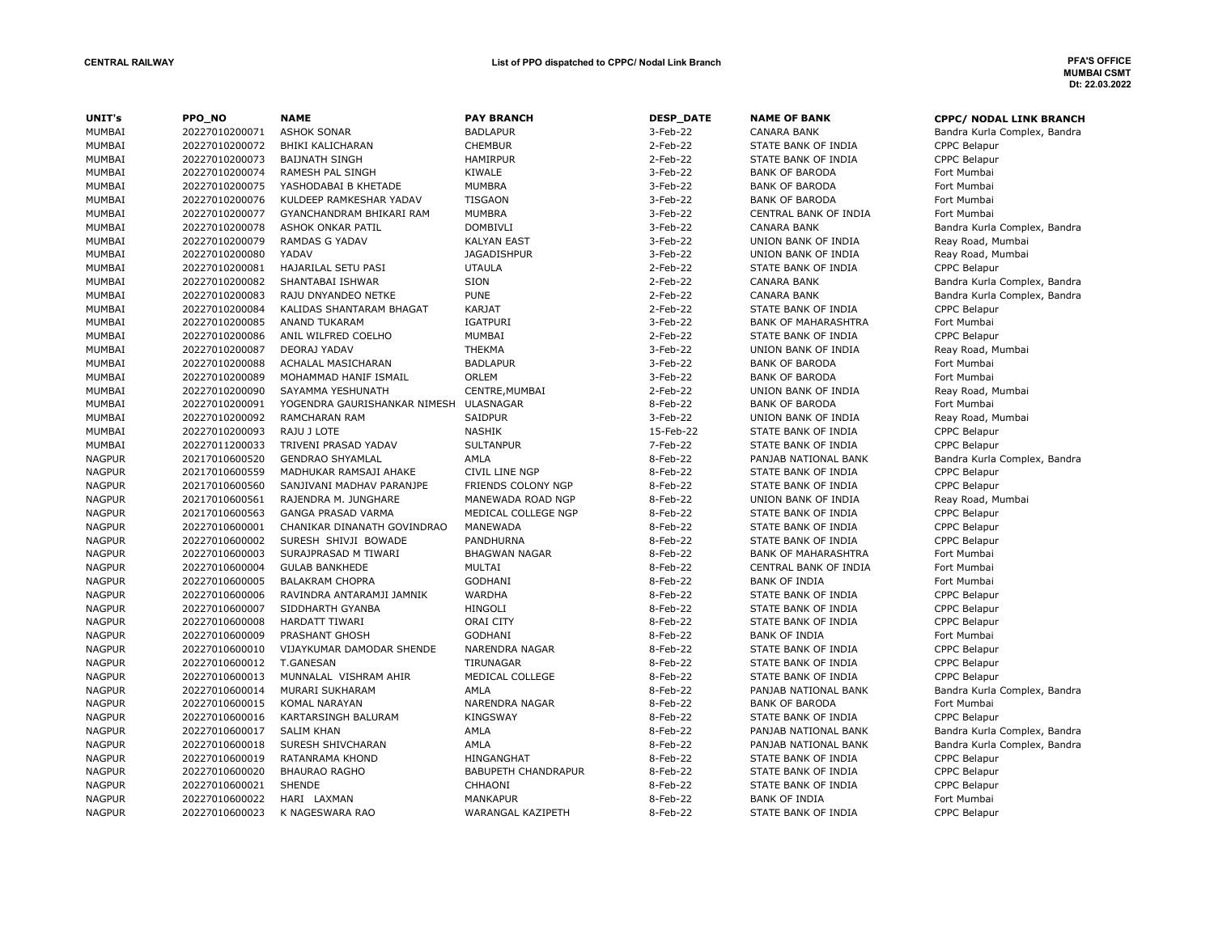**CENTRAL RAILWAY**

**List of PPO dispatched to CPPC/ Nodal Link Branch**

**PFA'S OFFICE**
**MUMBAI CSMT**
**Dt: 22.03.2022**

| UNIT's | PPO_NO | NAME | PAY BRANCH | DESP_DATE | NAME OF BANK | CPPC/ NODAL LINK BRANCH |
|---|---|---|---|---|---|---|
| MUMBAI | 20227010200071 | ASHOK SONAR | BADLAPUR | 3-Feb-22 | CANARA BANK | Bandra Kurla Complex, Bandra |
| MUMBAI | 20227010200072 | BHIKI KALICHARAN | CHEMBUR | 2-Feb-22 | STATE BANK OF INDIA | CPPC Belapur |
| MUMBAI | 20227010200073 | BAIJNATH SINGH | HAMIRPUR | 2-Feb-22 | STATE BANK OF INDIA | CPPC Belapur |
| MUMBAI | 20227010200074 | RAMESH PAL SINGH | KIWALE | 3-Feb-22 | BANK OF BARODA | Fort Mumbai |
| MUMBAI | 20227010200075 | YASHODABAI B KHETADE | MUMBRA | 3-Feb-22 | BANK OF BARODA | Fort Mumbai |
| MUMBAI | 20227010200076 | KULDEEP RAMKESHAR YADAV | TISGAON | 3-Feb-22 | BANK OF BARODA | Fort Mumbai |
| MUMBAI | 20227010200077 | GYANCHANDRAM BHIKARI RAM | MUMBRA | 3-Feb-22 | CENTRAL BANK OF INDIA | Fort Mumbai |
| MUMBAI | 20227010200078 | ASHOK ONKAR PATIL | DOMBIVLI | 3-Feb-22 | CANARA BANK | Bandra Kurla Complex, Bandra |
| MUMBAI | 20227010200079 | RAMDAS G YADAV | KALYAN EAST | 3-Feb-22 | UNION BANK OF INDIA | Reay Road, Mumbai |
| MUMBAI | 20227010200080 | YADAV | JAGADISHPUR | 3-Feb-22 | UNION BANK OF INDIA | Reay Road, Mumbai |
| MUMBAI | 20227010200081 | HAJARILAL SETU PASI | UTAULA | 2-Feb-22 | STATE BANK OF INDIA | CPPC Belapur |
| MUMBAI | 20227010200082 | SHANTABAI ISHWAR | SION | 2-Feb-22 | CANARA BANK | Bandra Kurla Complex, Bandra |
| MUMBAI | 20227010200083 | RAJU DNYANDEO NETKE | PUNE | 2-Feb-22 | CANARA BANK | Bandra Kurla Complex, Bandra |
| MUMBAI | 20227010200084 | KALIDAS SHANTARAM BHAGAT | KARJAT | 2-Feb-22 | STATE BANK OF INDIA | CPPC Belapur |
| MUMBAI | 20227010200085 | ANAND TUKARAM | IGATPURI | 3-Feb-22 | BANK OF MAHARASHTRA | Fort Mumbai |
| MUMBAI | 20227010200086 | ANIL WILFRED COELHO | MUMBAI | 2-Feb-22 | STATE BANK OF INDIA | CPPC Belapur |
| MUMBAI | 20227010200087 | DEORAJ YADAV | THEKMA | 3-Feb-22 | UNION BANK OF INDIA | Reay Road, Mumbai |
| MUMBAI | 20227010200088 | ACHALAL MASICHARAN | BADLAPUR | 3-Feb-22 | BANK OF BARODA | Fort Mumbai |
| MUMBAI | 20227010200089 | MOHAMMAD HANIF ISMAIL | ORLEM | 3-Feb-22 | BANK OF BARODA | Fort Mumbai |
| MUMBAI | 20227010200090 | SAYAMMA YESHUNATH | CENTRE,MUMBAI | 2-Feb-22 | UNION BANK OF INDIA | Reay Road, Mumbai |
| MUMBAI | 20227010200091 | YOGENDRA GAURISHANKAR NIMESH | ULASNAGAR | 8-Feb-22 | BANK OF BARODA | Fort Mumbai |
| MUMBAI | 20227010200092 | RAMCHARAN RAM | SAIDPUR | 3-Feb-22 | UNION BANK OF INDIA | Reay Road, Mumbai |
| MUMBAI | 20227010200093 | RAJU J LOTE | NASHIK | 15-Feb-22 | STATE BANK OF INDIA | CPPC Belapur |
| MUMBAI | 20227011200033 | TRIVENI PRASAD YADAV | SULTANPUR | 7-Feb-22 | STATE BANK OF INDIA | CPPC Belapur |
| NAGPUR | 20217010600520 | GENDRAO SHYAMLAL | AMLA | 8-Feb-22 | PANJAB NATIONAL BANK | Bandra Kurla Complex, Bandra |
| NAGPUR | 20217010600559 | MADHUKAR RAMSAJI AHAKE | CIVIL LINE NGP | 8-Feb-22 | STATE BANK OF INDIA | CPPC Belapur |
| NAGPUR | 20217010600560 | SANJIVANI MADHAV PARANJPE | FRIENDS COLONY NGP | 8-Feb-22 | STATE BANK OF INDIA | CPPC Belapur |
| NAGPUR | 20217010600561 | RAJENDRA M. JUNGHARE | MANEWADA ROAD NGP | 8-Feb-22 | UNION BANK OF INDIA | Reay Road, Mumbai |
| NAGPUR | 20217010600563 | GANGA PRASAD VARMA | MEDICAL COLLEGE NGP | 8-Feb-22 | STATE BANK OF INDIA | CPPC Belapur |
| NAGPUR | 20227010600001 | CHANIKAR DINANATH GOVINDRAO | MANEWADA | 8-Feb-22 | STATE BANK OF INDIA | CPPC Belapur |
| NAGPUR | 20227010600002 | SURESH SHIVJI BOWADE | PANDHURNA | 8-Feb-22 | STATE BANK OF INDIA | CPPC Belapur |
| NAGPUR | 20227010600003 | SURAJPRASAD M TIWARI | BHAGWAN NAGAR | 8-Feb-22 | BANK OF MAHARASHTRA | Fort Mumbai |
| NAGPUR | 20227010600004 | GULAB BANKHEDE | MULTAI | 8-Feb-22 | CENTRAL BANK OF INDIA | Fort Mumbai |
| NAGPUR | 20227010600005 | BALAKRAM CHOPRA | GODHANI | 8-Feb-22 | BANK OF INDIA | Fort Mumbai |
| NAGPUR | 20227010600006 | RAVINDRA ANTARAMJI JAMNIK | WARDHA | 8-Feb-22 | STATE BANK OF INDIA | CPPC Belapur |
| NAGPUR | 20227010600007 | SIDDHARTH GYANBA | HINGOLI | 8-Feb-22 | STATE BANK OF INDIA | CPPC Belapur |
| NAGPUR | 20227010600008 | HARDATT TIWARI | ORAI CITY | 8-Feb-22 | STATE BANK OF INDIA | CPPC Belapur |
| NAGPUR | 20227010600009 | PRASHANT GHOSH | GODHANI | 8-Feb-22 | BANK OF INDIA | Fort Mumbai |
| NAGPUR | 20227010600010 | VIJAYKUMAR DAMODAR SHENDE | NARENDRA NAGAR | 8-Feb-22 | STATE BANK OF INDIA | CPPC Belapur |
| NAGPUR | 20227010600012 | T.GANESAN | TIRUNAGAR | 8-Feb-22 | STATE BANK OF INDIA | CPPC Belapur |
| NAGPUR | 20227010600013 | MUNNALAL VISHRAM AHIR | MEDICAL COLLEGE | 8-Feb-22 | STATE BANK OF INDIA | CPPC Belapur |
| NAGPUR | 20227010600014 | MURARI SUKHARAM | AMLA | 8-Feb-22 | PANJAB NATIONAL BANK | Bandra Kurla Complex, Bandra |
| NAGPUR | 20227010600015 | KOMAL NARAYAN | NARENDRA NAGAR | 8-Feb-22 | BANK OF BARODA | Fort Mumbai |
| NAGPUR | 20227010600016 | KARTARSINGH BALURAM | KINGSWAY | 8-Feb-22 | STATE BANK OF INDIA | CPPC Belapur |
| NAGPUR | 20227010600017 | SALIM KHAN | AMLA | 8-Feb-22 | PANJAB NATIONAL BANK | Bandra Kurla Complex, Bandra |
| NAGPUR | 20227010600018 | SURESH SHIVCHARAN | AMLA | 8-Feb-22 | PANJAB NATIONAL BANK | Bandra Kurla Complex, Bandra |
| NAGPUR | 20227010600019 | RATANRAMA KHOND | HINGANGHAT | 8-Feb-22 | STATE BANK OF INDIA | CPPC Belapur |
| NAGPUR | 20227010600020 | BHAURAO RAGHO | BABUPETH CHANDRAPUR | 8-Feb-22 | STATE BANK OF INDIA | CPPC Belapur |
| NAGPUR | 20227010600021 | SHENDE | CHHAONI | 8-Feb-22 | STATE BANK OF INDIA | CPPC Belapur |
| NAGPUR | 20227010600022 | HARI LAXMAN | MANKAPUR | 8-Feb-22 | BANK OF INDIA | Fort Mumbai |
| NAGPUR | 20227010600023 | K NAGESWARA RAO | WARANGAL KAZIPETH | 8-Feb-22 | STATE BANK OF INDIA | CPPC Belapur |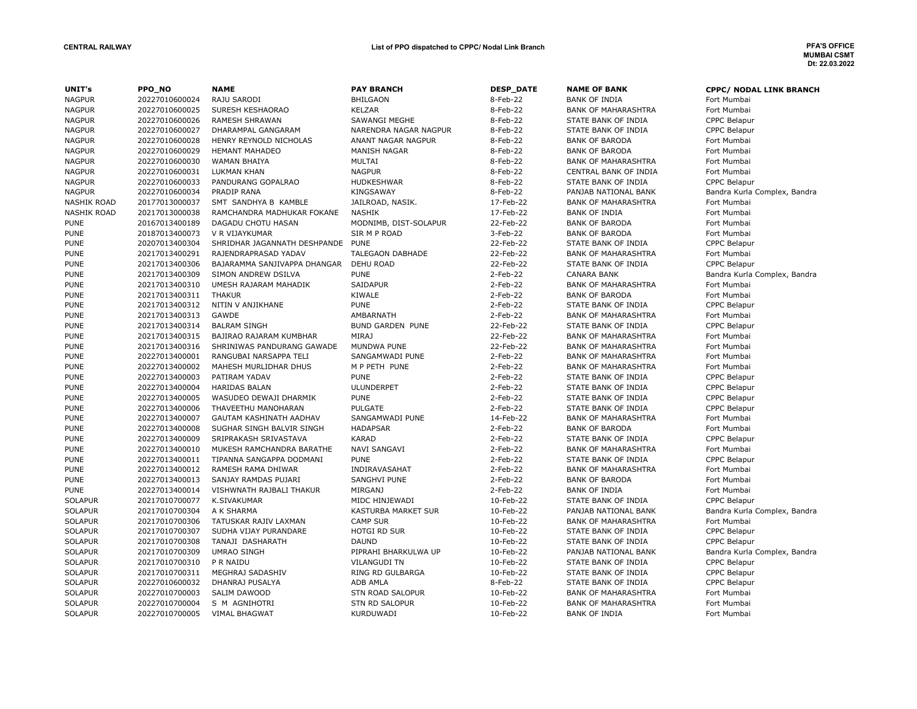**CENTRAL RAILWAY** | **List of PPO dispatched to CPPC/ Nodal Link Branch** | **PFA'S OFFICE MUMBAI CSMT Dt: 22.03.2022**

| UNIT's | PPO_NO | NAME | PAY BRANCH | DESP_DATE | NAME OF BANK | CPPC/ NODAL LINK BRANCH |
|---|---|---|---|---|---|---|
| NAGPUR | 20227010600024 | RAJU SARODI | BHILGAON | 8-Feb-22 | BANK OF INDIA | Fort Mumbai |
| NAGPUR | 20227010600025 | SURESH KESHAORAO | KELZAR | 8-Feb-22 | BANK OF MAHARASHTRA | Fort Mumbai |
| NAGPUR | 20227010600026 | RAMESH SHRAWAN | SAWANGI MEGHE | 8-Feb-22 | STATE BANK OF INDIA | CPPC Belapur |
| NAGPUR | 20227010600027 | DHARAMPAL GANGARAM | NARENDRA NAGAR NAGPUR | 8-Feb-22 | STATE BANK OF INDIA | CPPC Belapur |
| NAGPUR | 20227010600028 | HENRY REYNOLD NICHOLAS | ANANT NAGAR NAGPUR | 8-Feb-22 | BANK OF BARODA | Fort Mumbai |
| NAGPUR | 20227010600029 | HEMANT MAHADEO | MANISH NAGAR | 8-Feb-22 | BANK OF BARODA | Fort Mumbai |
| NAGPUR | 20227010600030 | WAMAN BHAIYA | MULTAI | 8-Feb-22 | BANK OF MAHARASHTRA | Fort Mumbai |
| NAGPUR | 20227010600031 | LUKMAN KHAN | NAGPUR | 8-Feb-22 | CENTRAL BANK OF INDIA | Fort Mumbai |
| NAGPUR | 20227010600033 | PANDURANG GOPALRAO | HUDKESHWAR | 8-Feb-22 | STATE BANK OF INDIA | CPPC Belapur |
| NAGPUR | 20227010600034 | PRADIP RANA | KINGSAWAY | 8-Feb-22 | PANJAB NATIONAL BANK | Bandra Kurla Complex, Bandra |
| NASHIK ROAD | 20177013000037 | SMT SANDHYA B KAMBLE | JAILROAD, NASIK. | 17-Feb-22 | BANK OF MAHARASHTRA | Fort Mumbai |
| NASHIK ROAD | 20217013000038 | RAMCHANDRA MADHUKAR FOKANE | NASHIK | 17-Feb-22 | BANK OF INDIA | Fort Mumbai |
| PUNE | 20167013400189 | DAGADU CHOTU HASAN | MODNIMB, DIST-SOLAPUR | 22-Feb-22 | BANK OF BARODA | Fort Mumbai |
| PUNE | 20187013400073 | V R VIJAYKUMAR | SIR M P ROAD | 3-Feb-22 | BANK OF BARODA | Fort Mumbai |
| PUNE | 20207013400304 | SHRIDHAR JAGANNATH DESHPANDE | PUNE | 22-Feb-22 | STATE BANK OF INDIA | CPPC Belapur |
| PUNE | 20217013400291 | RAJENDRAPRASAD YADAV | TALEGAON DABHADE | 22-Feb-22 | BANK OF MAHARASHTRA | Fort Mumbai |
| PUNE | 20217013400306 | BAJARAMMA SANJIVAPPA DHANGAR | DEHU ROAD | 22-Feb-22 | STATE BANK OF INDIA | CPPC Belapur |
| PUNE | 20217013400309 | SIMON ANDREW DSILVA | PUNE | 2-Feb-22 | CANARA BANK | Bandra Kurla Complex, Bandra |
| PUNE | 20217013400310 | UMESH RAJARAM MAHADIK | SAIDAPUR | 2-Feb-22 | BANK OF MAHARASHTRA | Fort Mumbai |
| PUNE | 20217013400311 | THAKUR | KIWALE | 2-Feb-22 | BANK OF BARODA | Fort Mumbai |
| PUNE | 20217013400312 | NITIN V ANJIKHANE | PUNE | 2-Feb-22 | STATE BANK OF INDIA | CPPC Belapur |
| PUNE | 20217013400313 | GAWDE | AMBARNATH | 2-Feb-22 | BANK OF MAHARASHTRA | Fort Mumbai |
| PUNE | 20217013400314 | BALRAM SINGH | BUND GARDEN PUNE | 22-Feb-22 | STATE BANK OF INDIA | CPPC Belapur |
| PUNE | 20217013400315 | BAJIRAO RAJARAM KUMBHAR | MIRAJ | 22-Feb-22 | BANK OF MAHARASHTRA | Fort Mumbai |
| PUNE | 20217013400316 | SHRINIWAS PANDURANG GAWADE | MUNDWA PUNE | 22-Feb-22 | BANK OF MAHARASHTRA | Fort Mumbai |
| PUNE | 20227013400001 | RANGUBAI NARSAPPA TELI | SANGAMWADI PUNE | 2-Feb-22 | BANK OF MAHARASHTRA | Fort Mumbai |
| PUNE | 20227013400002 | MAHESH MURLIDHAR DHUS | M P PETH PUNE | 2-Feb-22 | BANK OF MAHARASHTRA | Fort Mumbai |
| PUNE | 20227013400003 | PATIRAM YADAV | PUNE | 2-Feb-22 | STATE BANK OF INDIA | CPPC Belapur |
| PUNE | 20227013400004 | HARIDAS BALAN | ULUNDERPET | 2-Feb-22 | STATE BANK OF INDIA | CPPC Belapur |
| PUNE | 20227013400005 | WASUDEO DEWAJI DHARMIK | PUNE | 2-Feb-22 | STATE BANK OF INDIA | CPPC Belapur |
| PUNE | 20227013400006 | THAVEETHU MANOHARAN | PULGATE | 2-Feb-22 | STATE BANK OF INDIA | CPPC Belapur |
| PUNE | 20227013400007 | GAUTAM KASHINATH AADHAV | SANGAMWADI PUNE | 14-Feb-22 | BANK OF MAHARASHTRA | Fort Mumbai |
| PUNE | 20227013400008 | SUGHAR SINGH BALVIR SINGH | HADAPSAR | 2-Feb-22 | BANK OF BARODA | Fort Mumbai |
| PUNE | 20227013400009 | SRIPRAKASH SRIVASTAVA | KARAD | 2-Feb-22 | STATE BANK OF INDIA | CPPC Belapur |
| PUNE | 20227013400010 | MUKESH RAMCHANDRA BARATHE | NAVI SANGAVI | 2-Feb-22 | BANK OF MAHARASHTRA | Fort Mumbai |
| PUNE | 20227013400011 | TIPANNA SANGAPPA DODMANI | PUNE | 2-Feb-22 | STATE BANK OF INDIA | CPPC Belapur |
| PUNE | 20227013400012 | RAMESH RAMA DHIWAR | INDIRAVASAHAT | 2-Feb-22 | BANK OF MAHARASHTRA | Fort Mumbai |
| PUNE | 20227013400013 | SANJAY RAMDAS PUJARI | SANGHVI PUNE | 2-Feb-22 | BANK OF BARODA | Fort Mumbai |
| PUNE | 20227013400014 | VISHWNATH RAJBALI THAKUR | MIRGANJ | 2-Feb-22 | BANK OF INDIA | Fort Mumbai |
| SOLAPUR | 20217010700077 | K.SIVAKUMAR | MIDC HINJEWADI | 10-Feb-22 | STATE BANK OF INDIA | CPPC Belapur |
| SOLAPUR | 20217010700304 | A K SHARMA | KASTURBA MARKET SUR | 10-Feb-22 | PANJAB NATIONAL BANK | Bandra Kurla Complex, Bandra |
| SOLAPUR | 20217010700306 | TATUSKAR RAJIV LAXMAN | CAMP SUR | 10-Feb-22 | BANK OF MAHARASHTRA | Fort Mumbai |
| SOLAPUR | 20217010700307 | SUDHA VIJAY PURANDARE | HOTGI RD SUR | 10-Feb-22 | STATE BANK OF INDIA | CPPC Belapur |
| SOLAPUR | 20217010700308 | TANAJI DASHARATH | DAUND | 10-Feb-22 | STATE BANK OF INDIA | CPPC Belapur |
| SOLAPUR | 20217010700309 | UMRAO SINGH | PIPRAHI BHARKULWA UP | 10-Feb-22 | PANJAB NATIONAL BANK | Bandra Kurla Complex, Bandra |
| SOLAPUR | 20217010700310 | P R NAIDU | VILANGUDI TN | 10-Feb-22 | STATE BANK OF INDIA | CPPC Belapur |
| SOLAPUR | 20217010700311 | MEGHRAJ SADASHIV | RING RD GULBARGA | 10-Feb-22 | STATE BANK OF INDIA | CPPC Belapur |
| SOLAPUR | 20227010600032 | DHANRAJ PUSALYA | ADB AMLA | 8-Feb-22 | STATE BANK OF INDIA | CPPC Belapur |
| SOLAPUR | 20227010700003 | SALIM DAWOOD | STN ROAD SALOPUR | 10-Feb-22 | BANK OF MAHARASHTRA | Fort Mumbai |
| SOLAPUR | 20227010700004 | S M AGNIHOTRI | STN RD SALOPUR | 10-Feb-22 | BANK OF MAHARASHTRA | Fort Mumbai |
| SOLAPUR | 20227010700005 | VIMAL BHAGWAT | KURDUWADI | 10-Feb-22 | BANK OF INDIA | Fort Mumbai |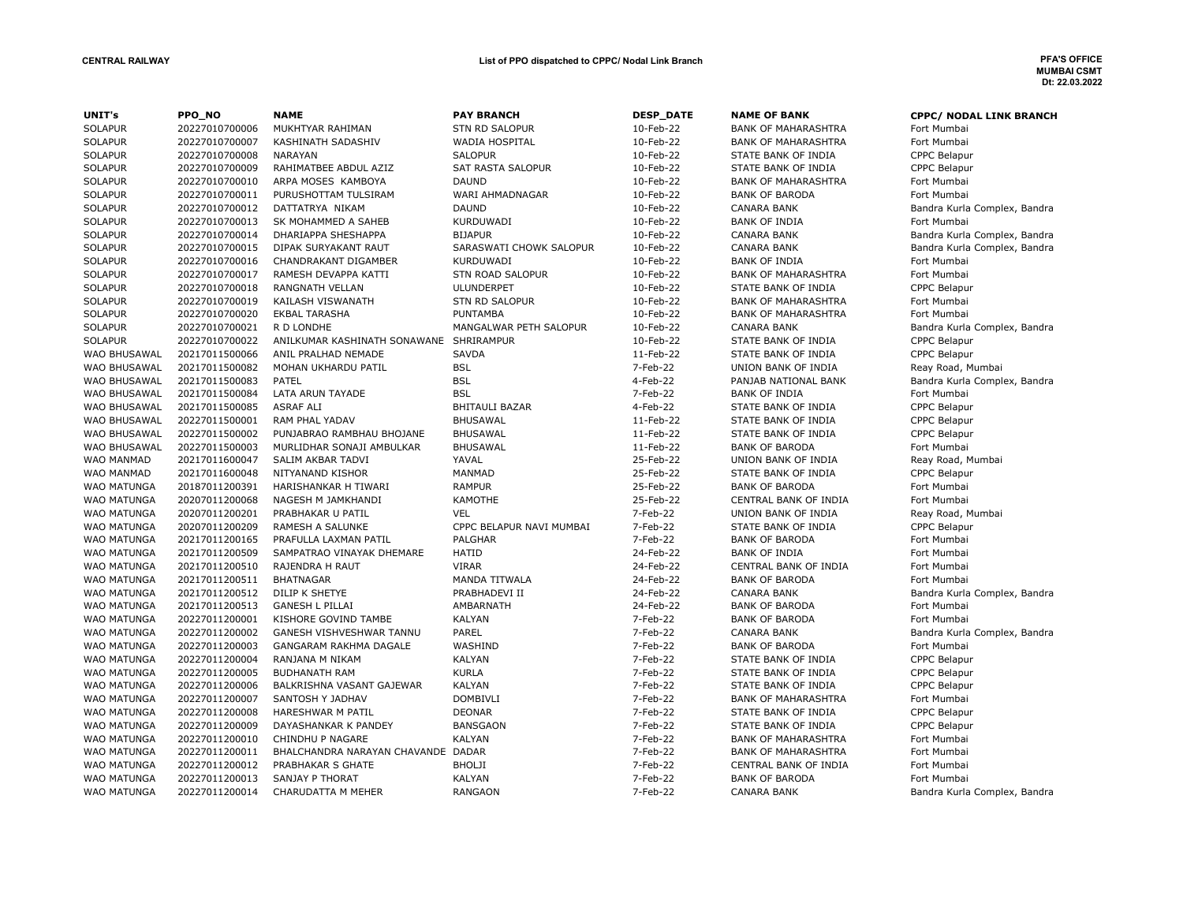**CENTRAL RAILWAY** | **List of PPO dispatched to CPPC/ Nodal Link Branch** | **PFA'S OFFICE MUMBAI CSMT Dt: 22.03.2022**

| UNIT's | PPO_NO | NAME | PAY BRANCH | DESP_DATE | NAME OF BANK | CPPC/ NODAL LINK BRANCH |
|---|---|---|---|---|---|---|
| SOLAPUR | 20227010700006 | MUKHTYAR RAHIMAN | STN RD SALOPUR | 10-Feb-22 | BANK OF MAHARASHTRA | Fort Mumbai |
| SOLAPUR | 20227010700007 | KASHINATH SADASHIV | WADIA HOSPITAL | 10-Feb-22 | BANK OF MAHARASHTRA | Fort Mumbai |
| SOLAPUR | 20227010700008 | NARAYAN | SALOPUR | 10-Feb-22 | STATE BANK OF INDIA | CPPC Belapur |
| SOLAPUR | 20227010700009 | RAHIMATBEE ABDUL AZIZ | SAT RASTA SALOPUR | 10-Feb-22 | STATE BANK OF INDIA | CPPC Belapur |
| SOLAPUR | 20227010700010 | ARPA MOSES KAMBOYA | DAUND | 10-Feb-22 | BANK OF MAHARASHTRA | Fort Mumbai |
| SOLAPUR | 20227010700011 | PURUSHOTTAM TULSIRAM | WARI AHMADNAGAR | 10-Feb-22 | BANK OF BARODA | Fort Mumbai |
| SOLAPUR | 20227010700012 | DATTATRYA NIKAM | DAUND | 10-Feb-22 | CANARA BANK | Bandra Kurla Complex, Bandra |
| SOLAPUR | 20227010700013 | SK MOHAMMED A SAHEB | KURDUWADI | 10-Feb-22 | BANK OF INDIA | Fort Mumbai |
| SOLAPUR | 20227010700014 | DHARIAPPA SHESHAPPA | BIJAPUR | 10-Feb-22 | CANARA BANK | Bandra Kurla Complex, Bandra |
| SOLAPUR | 20227010700015 | DIPAK SURYAKANT RAUT | SARASWATI CHOWK SALOPUR | 10-Feb-22 | CANARA BANK | Bandra Kurla Complex, Bandra |
| SOLAPUR | 20227010700016 | CHANDRAKANT DIGAMBER | KURDUWADI | 10-Feb-22 | BANK OF INDIA | Fort Mumbai |
| SOLAPUR | 20227010700017 | RAMESH DEVAPPA KATTI | STN ROAD SALOPUR | 10-Feb-22 | BANK OF MAHARASHTRA | Fort Mumbai |
| SOLAPUR | 20227010700018 | RANGNATH VELLAN | ULUNDERPET | 10-Feb-22 | STATE BANK OF INDIA | CPPC Belapur |
| SOLAPUR | 20227010700019 | KAILASH VISWANATH | STN RD SALOPUR | 10-Feb-22 | BANK OF MAHARASHTRA | Fort Mumbai |
| SOLAPUR | 20227010700020 | EKBAL TARASHA | PUNTAMBA | 10-Feb-22 | BANK OF MAHARASHTRA | Fort Mumbai |
| SOLAPUR | 20227010700021 | R D LONDHE | MANGALWAR PETH SALOPUR | 10-Feb-22 | CANARA BANK | Bandra Kurla Complex, Bandra |
| SOLAPUR | 20227010700022 | ANILKUMAR KASHINATH SONAWANE | SHRIRAMPUR | 10-Feb-22 | STATE BANK OF INDIA | CPPC Belapur |
| WAO BHUSAWAL | 20217011500066 | ANIL PRALHAD NEMADE | SAVDA | 11-Feb-22 | STATE BANK OF INDIA | CPPC Belapur |
| WAO BHUSAWAL | 20217011500082 | MOHAN UKHARDU PATIL | BSL | 7-Feb-22 | UNION BANK OF INDIA | Reay Road, Mumbai |
| WAO BHUSAWAL | 20217011500083 | PATEL | BSL | 4-Feb-22 | PANJAB NATIONAL BANK | Bandra Kurla Complex, Bandra |
| WAO BHUSAWAL | 20217011500084 | LATA ARUN TAYADE | BSL | 7-Feb-22 | BANK OF INDIA | Fort Mumbai |
| WAO BHUSAWAL | 20217011500085 | ASRAF ALI | BHITAULI BAZAR | 4-Feb-22 | STATE BANK OF INDIA | CPPC Belapur |
| WAO BHUSAWAL | 20227011500001 | RAM PHAL YADAV | BHUSAWAL | 11-Feb-22 | STATE BANK OF INDIA | CPPC Belapur |
| WAO BHUSAWAL | 20227011500002 | PUNJABRAO RAMBHAU BHOJANE | BHUSAWAL | 11-Feb-22 | STATE BANK OF INDIA | CPPC Belapur |
| WAO BHUSAWAL | 20227011500003 | MURLIDHAR SONAJI AMBULKAR | BHUSAWAL | 11-Feb-22 | BANK OF BARODA | Fort Mumbai |
| WAO MANMAD | 20217011600047 | SALIM AKBAR TADVI | YAVAL | 25-Feb-22 | UNION BANK OF INDIA | Reay Road, Mumbai |
| WAO MANMAD | 20217011600048 | NITYANAND KISHOR | MANMAD | 25-Feb-22 | STATE BANK OF INDIA | CPPC Belapur |
| WAO MATUNGA | 20187011200391 | HARISHANKAR H TIWARI | RAMPUR | 25-Feb-22 | BANK OF BARODA | Fort Mumbai |
| WAO MATUNGA | 20207011200068 | NAGESH M JAMKHANDI | KAMOTHE | 25-Feb-22 | CENTRAL BANK OF INDIA | Fort Mumbai |
| WAO MATUNGA | 20207011200201 | PRABHAKAR U PATIL | VEL | 7-Feb-22 | UNION BANK OF INDIA | Reay Road, Mumbai |
| WAO MATUNGA | 20207011200209 | RAMESH A SALUNKE | CPPC BELAPUR NAVI MUMBAI | 7-Feb-22 | STATE BANK OF INDIA | CPPC Belapur |
| WAO MATUNGA | 20217011200165 | PRAFULLA LAXMAN PATIL | PALGHAR | 7-Feb-22 | BANK OF BARODA | Fort Mumbai |
| WAO MATUNGA | 20217011200509 | SAMPATRAO VINAYAK DHEMARE | HATID | 24-Feb-22 | BANK OF INDIA | Fort Mumbai |
| WAO MATUNGA | 20217011200510 | RAJENDRA H RAUT | VIRAR | 24-Feb-22 | CENTRAL BANK OF INDIA | Fort Mumbai |
| WAO MATUNGA | 20217011200511 | BHATNAGAR | MANDA TITWALA | 24-Feb-22 | BANK OF BARODA | Fort Mumbai |
| WAO MATUNGA | 20217011200512 | DILIP K SHETYE | PRABHADEVI II | 24-Feb-22 | CANARA BANK | Bandra Kurla Complex, Bandra |
| WAO MATUNGA | 20217011200513 | GANESH L PILLAI | AMBARNATH | 24-Feb-22 | BANK OF BARODA | Fort Mumbai |
| WAO MATUNGA | 20227011200001 | KISHORE GOVIND TAMBE | KALYAN | 7-Feb-22 | BANK OF BARODA | Fort Mumbai |
| WAO MATUNGA | 20227011200002 | GANESH VISHVESHWAR TANNU | PAREL | 7-Feb-22 | CANARA BANK | Bandra Kurla Complex, Bandra |
| WAO MATUNGA | 20227011200003 | GANGARAM RAKHMA DAGALE | WASHIND | 7-Feb-22 | BANK OF BARODA | Fort Mumbai |
| WAO MATUNGA | 20227011200004 | RANJANA M NIKAM | KALYAN | 7-Feb-22 | STATE BANK OF INDIA | CPPC Belapur |
| WAO MATUNGA | 20227011200005 | BUDHANATH RAM | KURLA | 7-Feb-22 | STATE BANK OF INDIA | CPPC Belapur |
| WAO MATUNGA | 20227011200006 | BALKRISHNA VASANT GAJEWAR | KALYAN | 7-Feb-22 | STATE BANK OF INDIA | CPPC Belapur |
| WAO MATUNGA | 20227011200007 | SANTOSH Y JADHAV | DOMBIVLI | 7-Feb-22 | BANK OF MAHARASHTRA | Fort Mumbai |
| WAO MATUNGA | 20227011200008 | HARESHWAR M PATIL | DEONAR | 7-Feb-22 | STATE BANK OF INDIA | CPPC Belapur |
| WAO MATUNGA | 20227011200009 | DAYASHANKAR K PANDEY | BANSGAON | 7-Feb-22 | STATE BANK OF INDIA | CPPC Belapur |
| WAO MATUNGA | 20227011200010 | CHINDHU P NAGARE | KALYAN | 7-Feb-22 | BANK OF MAHARASHTRA | Fort Mumbai |
| WAO MATUNGA | 20227011200011 | BHALCHANDRA NARAYAN CHAVANDE | DADAR | 7-Feb-22 | BANK OF MAHARASHTRA | Fort Mumbai |
| WAO MATUNGA | 20227011200012 | PRABHAKAR S GHATE | BHOLJI | 7-Feb-22 | CENTRAL BANK OF INDIA | Fort Mumbai |
| WAO MATUNGA | 20227011200013 | SANJAY P THORAT | KALYAN | 7-Feb-22 | BANK OF BARODA | Fort Mumbai |
| WAO MATUNGA | 20227011200014 | CHARUDATTA M MEHER | RANGAON | 7-Feb-22 | CANARA BANK | Bandra Kurla Complex, Bandra |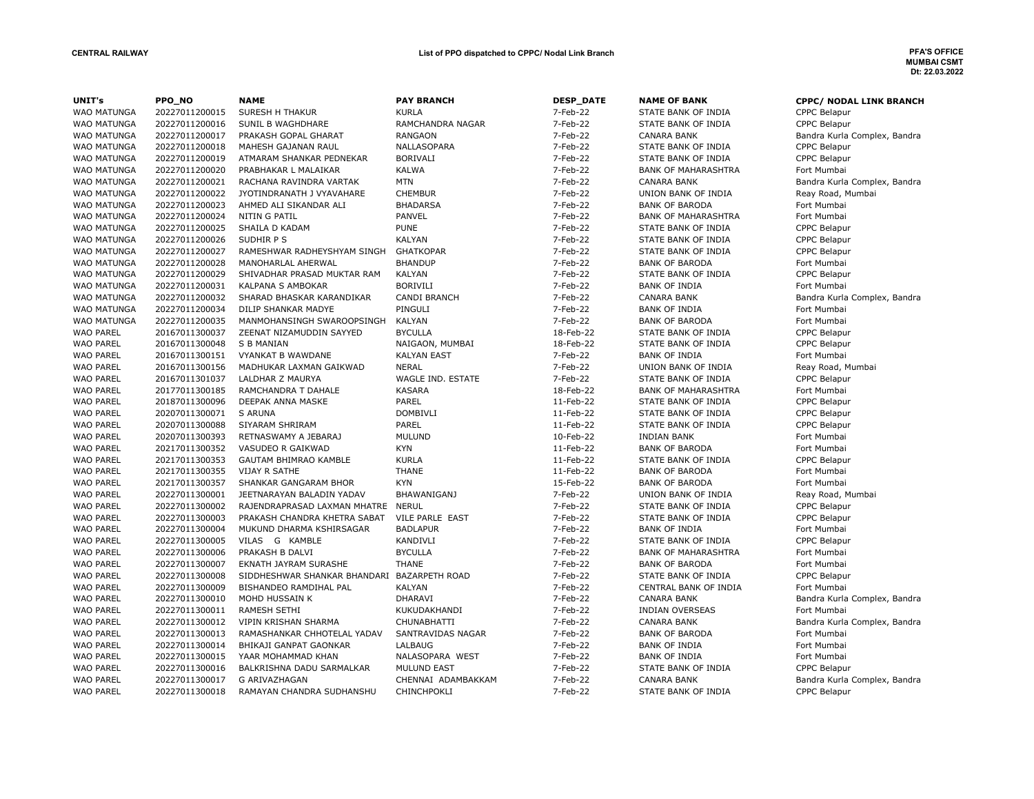**CENTRAL RAILWAY**

**List of PPO dispatched to CPPC/ Nodal Link Branch**

**PFA'S OFFICE**
**MUMBAI CSMT**
**Dt: 22.03.2022**

| UNIT's | PPO_NO | NAME | PAY BRANCH | DESP_DATE | NAME OF BANK | CPPC/ NODAL LINK BRANCH |
|---|---|---|---|---|---|---|
| WAO MATUNGA | 20227011200015 | SURESH H THAKUR | KURLA | 7-Feb-22 | STATE BANK OF INDIA | CPPC Belapur |
| WAO MATUNGA | 20227011200016 | SUNIL B WAGHDHARE | RAMCHANDRA NAGAR | 7-Feb-22 | STATE BANK OF INDIA | CPPC Belapur |
| WAO MATUNGA | 20227011200017 | PRAKASH GOPAL GHARAT | RANGAON | 7-Feb-22 | CANARA BANK | Bandra Kurla Complex, Bandra |
| WAO MATUNGA | 20227011200018 | MAHESH GAJANAN RAUL | NALLASOPARA | 7-Feb-22 | STATE BANK OF INDIA | CPPC Belapur |
| WAO MATUNGA | 20227011200019 | ATMARAM SHANKAR PEDNEKAR | BORIVALI | 7-Feb-22 | STATE BANK OF INDIA | CPPC Belapur |
| WAO MATUNGA | 20227011200020 | PRABHAKAR L MALAIKAR | KALWA | 7-Feb-22 | BANK OF MAHARASHTRA | Fort Mumbai |
| WAO MATUNGA | 20227011200021 | RACHANA RAVINDRA VARTAK | MTN | 7-Feb-22 | CANARA BANK | Bandra Kurla Complex, Bandra |
| WAO MATUNGA | 20227011200022 | JYOTINDRANATH J VYAVAHARE | CHEMBUR | 7-Feb-22 | UNION BANK OF INDIA | Reay Road, Mumbai |
| WAO MATUNGA | 20227011200023 | AHMED ALI SIKANDAR ALI | BHADARSA | 7-Feb-22 | BANK OF BARODA | Fort Mumbai |
| WAO MATUNGA | 20227011200024 | NITIN G PATIL | PANVEL | 7-Feb-22 | BANK OF MAHARASHTRA | Fort Mumbai |
| WAO MATUNGA | 20227011200025 | SHAILA D KADAM | PUNE | 7-Feb-22 | STATE BANK OF INDIA | CPPC Belapur |
| WAO MATUNGA | 20227011200026 | SUDHIR P S | KALYAN | 7-Feb-22 | STATE BANK OF INDIA | CPPC Belapur |
| WAO MATUNGA | 20227011200027 | RAMESHWAR RADHEYSHYAM SINGH | GHATKOPAR | 7-Feb-22 | STATE BANK OF INDIA | CPPC Belapur |
| WAO MATUNGA | 20227011200028 | MANOHARLAL AHERWAL | BHANDUP | 7-Feb-22 | BANK OF BARODA | Fort Mumbai |
| WAO MATUNGA | 20227011200029 | SHIVADHAR PRASAD MUKTAR RAM | KALYAN | 7-Feb-22 | STATE BANK OF INDIA | CPPC Belapur |
| WAO MATUNGA | 20227011200031 | KALPANA S AMBOKAR | BORIVILI | 7-Feb-22 | BANK OF INDIA | Fort Mumbai |
| WAO MATUNGA | 20227011200032 | SHARAD BHASKAR KARANDIKAR | CANDI BRANCH | 7-Feb-22 | CANARA BANK | Bandra Kurla Complex, Bandra |
| WAO MATUNGA | 20227011200034 | DILIP SHANKAR MADYE | PINGULI | 7-Feb-22 | BANK OF INDIA | Fort Mumbai |
| WAO MATUNGA | 20227011200035 | MANMOHANSINGH SWAROOPSINGH | KALYAN | 7-Feb-22 | BANK OF BARODA | Fort Mumbai |
| WAO PAREL | 20167011300037 | ZEENAT NIZAMUDDIN SAYYED | BYCULLA | 18-Feb-22 | STATE BANK OF INDIA | CPPC Belapur |
| WAO PAREL | 20167011300048 | S B MANIAN | NAIGAON, MUMBAI | 18-Feb-22 | STATE BANK OF INDIA | CPPC Belapur |
| WAO PAREL | 20167011300151 | VYANKAT B WAWDANE | KALYAN EAST | 7-Feb-22 | BANK OF INDIA | Fort Mumbai |
| WAO PAREL | 20167011300156 | MADHUKAR LAXMAN GAIKWAD | NERAL | 7-Feb-22 | UNION BANK OF INDIA | Reay Road, Mumbai |
| WAO PAREL | 20167011301037 | LALDHAR Z MAURYA | WAGLE IND. ESTATE | 7-Feb-22 | STATE BANK OF INDIA | CPPC Belapur |
| WAO PAREL | 20177011300185 | RAMCHANDRA T DAHALE | KASARA | 18-Feb-22 | BANK OF MAHARASHTRA | Fort Mumbai |
| WAO PAREL | 20187011300096 | DEEPAK ANNA MASKE | PAREL | 11-Feb-22 | STATE BANK OF INDIA | CPPC Belapur |
| WAO PAREL | 20207011300071 | S ARUNA | DOMBIVLI | 11-Feb-22 | STATE BANK OF INDIA | CPPC Belapur |
| WAO PAREL | 20207011300088 | SIYARAM SHRIRAM | PAREL | 11-Feb-22 | STATE BANK OF INDIA | CPPC Belapur |
| WAO PAREL | 20207011300393 | RETNASWAMY A JEBARAJ | MULUND | 10-Feb-22 | INDIAN BANK | Fort Mumbai |
| WAO PAREL | 20217011300352 | VASUDEO R GAIKWAD | KYN | 11-Feb-22 | BANK OF BARODA | Fort Mumbai |
| WAO PAREL | 20217011300353 | GAUTAM BHIMRAO KAMBLE | KURLA | 11-Feb-22 | STATE BANK OF INDIA | CPPC Belapur |
| WAO PAREL | 20217011300355 | VIJAY R SATHE | THANE | 11-Feb-22 | BANK OF BARODA | Fort Mumbai |
| WAO PAREL | 20217011300357 | SHANKAR GANGARAM BHOR | KYN | 15-Feb-22 | BANK OF BARODA | Fort Mumbai |
| WAO PAREL | 20227011300001 | JEETNARAYAN BALADIN YADAV | BHAWANIGANJ | 7-Feb-22 | UNION BANK OF INDIA | Reay Road, Mumbai |
| WAO PAREL | 20227011300002 | RAJENDRAPRASAD LAXMAN MHATRE | NERUL | 7-Feb-22 | STATE BANK OF INDIA | CPPC Belapur |
| WAO PAREL | 20227011300003 | PRAKASH CHANDRA KHETRA SABAT | VILE PARLE EAST | 7-Feb-22 | STATE BANK OF INDIA | CPPC Belapur |
| WAO PAREL | 20227011300004 | MUKUND DHARMA KSHIRSAGAR | BADLAPUR | 7-Feb-22 | BANK OF INDIA | Fort Mumbai |
| WAO PAREL | 20227011300005 | VILAS G KAMBLE | KANDIVLI | 7-Feb-22 | STATE BANK OF INDIA | CPPC Belapur |
| WAO PAREL | 20227011300006 | PRAKASH B DALVI | BYCULLA | 7-Feb-22 | BANK OF MAHARASHTRA | Fort Mumbai |
| WAO PAREL | 20227011300007 | EKNATH JAYRAM SURASHE | THANE | 7-Feb-22 | BANK OF BARODA | Fort Mumbai |
| WAO PAREL | 20227011300008 | SIDDHESHWAR SHANKAR BHANDARI | BAZARPETH ROAD | 7-Feb-22 | STATE BANK OF INDIA | CPPC Belapur |
| WAO PAREL | 20227011300009 | BISHANDEO RAMDIHAL PAL | KALYAN | 7-Feb-22 | CENTRAL BANK OF INDIA | Fort Mumbai |
| WAO PAREL | 20227011300010 | MOHD HUSSAIN K | DHARAVI | 7-Feb-22 | CANARA BANK | Bandra Kurla Complex, Bandra |
| WAO PAREL | 20227011300011 | RAMESH SETHI | KUKUDAKHANDI | 7-Feb-22 | INDIAN OVERSEAS | Fort Mumbai |
| WAO PAREL | 20227011300012 | VIPIN KRISHAN SHARMA | CHUNABHATTI | 7-Feb-22 | CANARA BANK | Bandra Kurla Complex, Bandra |
| WAO PAREL | 20227011300013 | RAMASHANKAR CHHOTELAL YADAV | SANTRAVIDAS NAGAR | 7-Feb-22 | BANK OF BARODA | Fort Mumbai |
| WAO PAREL | 20227011300014 | BHIKAJI GANPAT GAONKAR | LALBAUG | 7-Feb-22 | BANK OF INDIA | Fort Mumbai |
| WAO PAREL | 20227011300015 | YAAR MOHAMMAD KHAN | NALASOPARA WEST | 7-Feb-22 | BANK OF INDIA | Fort Mumbai |
| WAO PAREL | 20227011300016 | BALKRISHNA DADU SARMALKAR | MULUND EAST | 7-Feb-22 | STATE BANK OF INDIA | CPPC Belapur |
| WAO PAREL | 20227011300017 | G ARIVAZHAGAN | CHENNAI ADAMBAKKAM | 7-Feb-22 | CANARA BANK | Bandra Kurla Complex, Bandra |
| WAO PAREL | 20227011300018 | RAMAYAN CHANDRA SUDHANSHU | CHINCHPOKLI | 7-Feb-22 | STATE BANK OF INDIA | CPPC Belapur |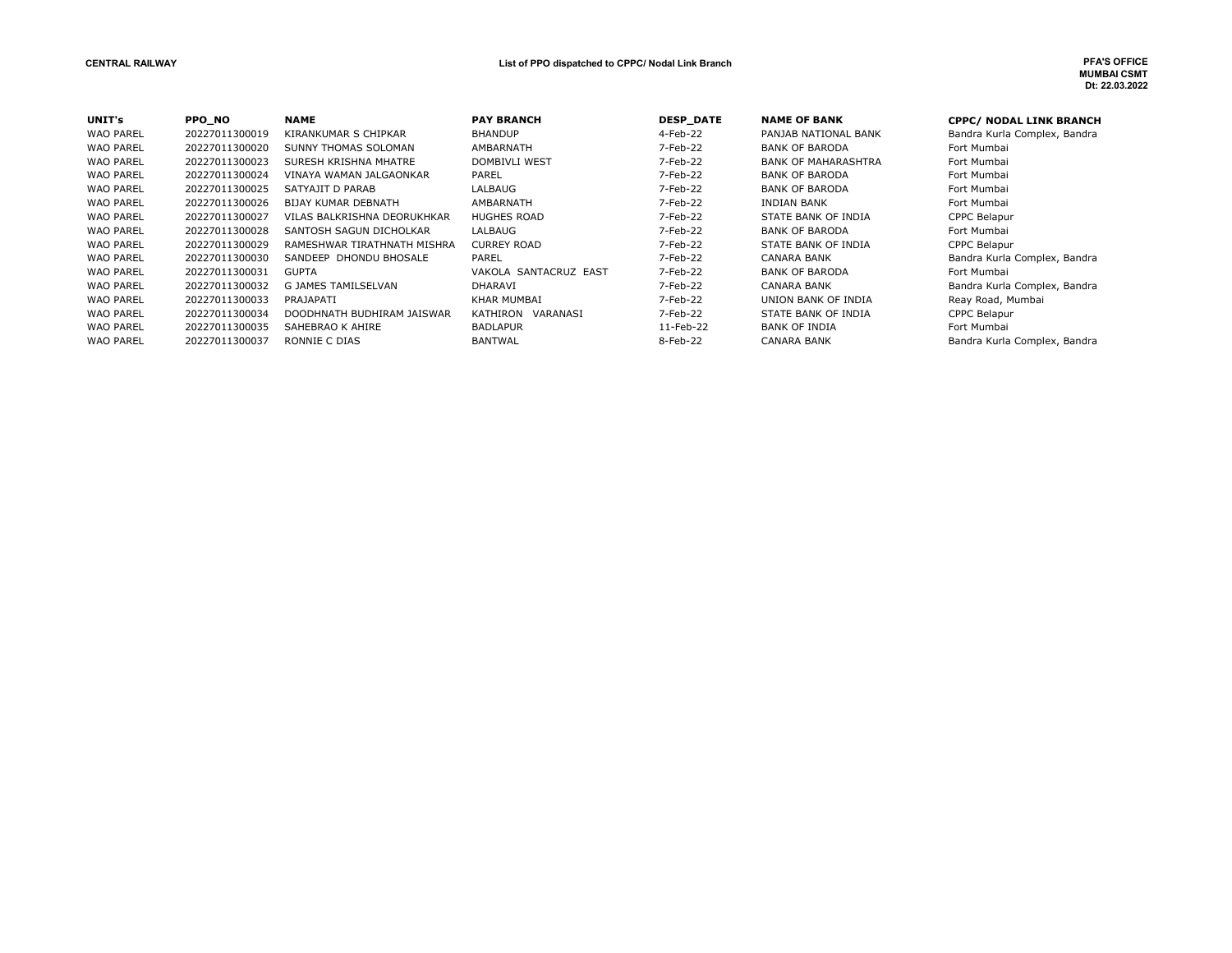CENTRAL RAILWAY

**List of PPO dispatched to CPPC/ Nodal Link Branch**

**PFA'S OFFICE**
**MUMBAI CSMT**
**Dt: 22.03.2022**

| UNIT's | PPO_NO | NAME | PAY BRANCH | DESP_DATE | NAME OF BANK | CPPC/ NODAL LINK BRANCH |
|---|---|---|---|---|---|---|
| WAO PAREL | 20227011300019 | KIRANKUMAR S CHIPKAR | BHANDUP | 4-Feb-22 | PANJAB NATIONAL BANK | Bandra Kurla Complex, Bandra |
| WAO PAREL | 20227011300020 | SUNNY THOMAS SOLOMAN | AMBARNATH | 7-Feb-22 | BANK OF BARODA | Fort Mumbai |
| WAO PAREL | 20227011300023 | SURESH KRISHNA MHATRE | DOMBIVLI WEST | 7-Feb-22 | BANK OF MAHARASHTRA | Fort Mumbai |
| WAO PAREL | 20227011300024 | VINAYA WAMAN JALGAONKAR | PAREL | 7-Feb-22 | BANK OF BARODA | Fort Mumbai |
| WAO PAREL | 20227011300025 | SATYAJIT D PARAB | LALBAUG | 7-Feb-22 | BANK OF BARODA | Fort Mumbai |
| WAO PAREL | 20227011300026 | BIJAY KUMAR DEBNATH | AMBARNATH | 7-Feb-22 | INDIAN BANK | Fort Mumbai |
| WAO PAREL | 20227011300027 | VILAS BALKRISHNA DEORUKHKAR | HUGHES ROAD | 7-Feb-22 | STATE BANK OF INDIA | CPPC Belapur |
| WAO PAREL | 20227011300028 | SANTOSH SAGUN DICHOLKAR | LALBAUG | 7-Feb-22 | BANK OF BARODA | Fort Mumbai |
| WAO PAREL | 20227011300029 | RAMESHWAR TIRATHNATH MISHRA | CURREY ROAD | 7-Feb-22 | STATE BANK OF INDIA | CPPC Belapur |
| WAO PAREL | 20227011300030 | SANDEEP DHONDU BHOSALE | PAREL | 7-Feb-22 | CANARA BANK | Bandra Kurla Complex, Bandra |
| WAO PAREL | 20227011300031 | GUPTA | VAKOLA SANTACRUZ EAST | 7-Feb-22 | BANK OF BARODA | Fort Mumbai |
| WAO PAREL | 20227011300032 | G JAMES TAMILSELVAN | DHARAVI | 7-Feb-22 | CANARA BANK | Bandra Kurla Complex, Bandra |
| WAO PAREL | 20227011300033 | PRAJAPATI | KHAR MUMBAI | 7-Feb-22 | UNION BANK OF INDIA | Reay Road, Mumbai |
| WAO PAREL | 20227011300034 | DOODHNATH BUDHIRAM JAISWAR | KATHIRON VARANASI | 7-Feb-22 | STATE BANK OF INDIA | CPPC Belapur |
| WAO PAREL | 20227011300035 | SAHEBRAO K AHIRE | BADLAPUR | 11-Feb-22 | BANK OF INDIA | Fort Mumbai |
| WAO PAREL | 20227011300037 | RONNIE C DIAS | BANTWAL | 8-Feb-22 | CANARA BANK | Bandra Kurla Complex, Bandra |